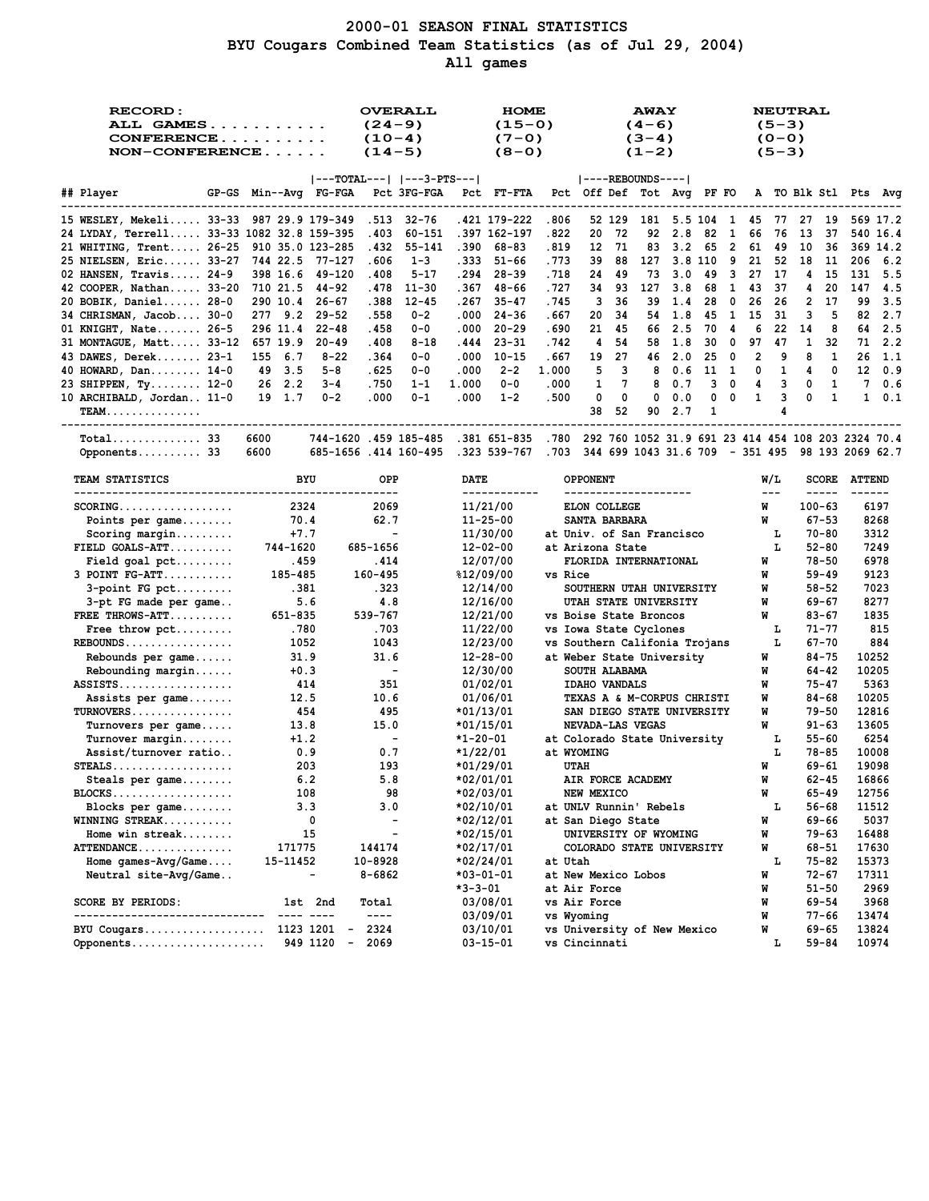# 2000-01 SEASON FINAL STATISTICS

## BYU Cougars Combined Team Statistics (as of Jul 29, 2004)

## All games

| RECORD: | OVERALL | HOME | AWAY | NEUTRAL |
|---|---|---|---|---|
| ALL GAMES | (24-9) | (15-0) | (4-6) | (5-3) |
| CONFERENCE | (10-4) | (7-0) | (3-4) | (0-0) |
| NON-CONFERENCE | (14-5) | (8-0) | (1-2) | (5-3) |

| ## | Player | GP-GS | Min | Avg | FG-FGA | Pct | 3FG-FGA | Pct | FT-FTA | Pct | Off | Def | Tot | Avg | PF | FO | A | TO | Blk | Stl | Pts | Avg |
|---|---|---|---|---|---|---|---|---|---|---|---|---|---|---|---|---|---|---|---|---|---|---|
| 15 | WESLEY, Mekeli | 33-33 | 987 | 29.9 | 179-349 | .513 | 32-76 | .421 | 179-222 | .806 | 52 | 129 | 181 | 5.5 | 104 | 1 | 45 | 77 | 27 | 19 | 569 | 17.2 |
| 24 | LYDAY, Terrell | 33-33 | 1082 | 32.8 | 159-395 | .403 | 60-151 | .397 | 162-197 | .822 | 20 | 72 | 92 | 2.8 | 82 | 1 | 66 | 76 | 13 | 37 | 540 | 16.4 |
| 21 | WHITING, Trent | 26-25 | 910 | 35.0 | 123-285 | .432 | 55-141 | .390 | 68-83 | .819 | 12 | 71 | 83 | 3.2 | 65 | 2 | 61 | 49 | 10 | 36 | 369 | 14.2 |
| 25 | NIELSEN, Eric | 33-27 | 744 | 22.5 | 77-127 | .606 | 1-3 | .333 | 51-66 | .773 | 39 | 88 | 127 | 3.8 | 110 | 9 | 21 | 52 | 18 | 11 | 206 | 6.2 |
| 02 | HANSEN, Travis | 24-9 | 398 | 16.6 | 49-120 | .408 | 5-17 | .294 | 28-39 | .718 | 24 | 49 | 73 | 3.0 | 49 | 3 | 27 | 17 | 4 | 15 | 131 | 5.5 |
| 42 | COOPER, Nathan | 33-20 | 710 | 21.5 | 44-92 | .478 | 11-30 | .367 | 48-66 | .727 | 34 | 93 | 127 | 3.8 | 68 | 1 | 43 | 37 | 4 | 20 | 147 | 4.5 |
| 20 | BOBIK, Daniel | 28-0 | 290 | 10.4 | 26-67 | .388 | 12-45 | .267 | 35-47 | .745 | 3 | 36 | 39 | 1.4 | 28 | 0 | 26 | 26 | 2 | 17 | 99 | 3.5 |
| 34 | CHRISMAN, Jacob | 30-0 | 277 | 9.2 | 29-52 | .558 | 0-2 | .000 | 24-36 | .667 | 20 | 34 | 54 | 1.8 | 45 | 1 | 15 | 31 | 3 | 5 | 82 | 2.7 |
| 01 | KNIGHT, Nate | 26-5 | 296 | 11.4 | 22-48 | .458 | 0-0 | .000 | 20-29 | .690 | 21 | 45 | 66 | 2.5 | 70 | 4 | 6 | 22 | 14 | 8 | 64 | 2.5 |
| 31 | MONTAGUE, Matt | 33-12 | 657 | 19.9 | 20-49 | .408 | 8-18 | .444 | 23-31 | .742 | 4 | 54 | 58 | 1.8 | 30 | 0 | 97 | 47 | 1 | 32 | 71 | 2.2 |
| 43 | DAWES, Derek | 23-1 | 155 | 6.7 | 8-22 | .364 | 0-0 | .000 | 10-15 | .667 | 19 | 27 | 46 | 2.0 | 25 | 0 | 2 | 9 | 8 | 1 | 26 | 1.1 |
| 40 | HOWARD, Dan | 14-0 | 49 | 3.5 | 5-8 | .625 | 0-0 | .000 | 2-2 | 1.000 | 5 | 3 | 8 | 0.6 | 11 | 1 | 0 | 1 | 4 | 0 | 12 | 0.9 |
| 23 | SHIPPEN, Ty | 12-0 | 26 | 2.2 | 3-4 | .750 | 1-1 | 1.000 | 0-0 | .000 | 1 | 7 | 8 | 0.7 | 3 | 0 | 4 | 3 | 0 | 1 | 7 | 0.6 |
| 10 | ARCHIBALD, Jordan | 11-0 | 19 | 1.7 | 0-2 | .000 | 0-1 | .000 | 1-2 | .500 | 0 | 0 | 0 | 0.0 | 0 | 0 | 1 | 3 | 0 | 1 | 1 | 0.1 |
| | TEAM | | | | | | | | | | 38 | 52 | 90 | 2.7 | 1 | | | 4 | | | | |
| | Total | 33 | 6600 | | 744-1620 | .459 | 185-485 | .381 | 651-835 | .780 | 292 | 760 | 1052 | 31.9 | 691 | 23 | 414 | 454 | 108 | 203 | 2324 | 70.4 |
| | Opponents | 33 | 6600 | | 685-1656 | .414 | 160-495 | .323 | 539-767 | .703 | 344 | 699 | 1043 | 31.6 | 709 | - | 351 | 495 | 98 | 193 | 2069 | 62.7 |

| TEAM STATISTICS | BYU | OPP |
|---|---|---|
| SCORING | 2324 | 2069 |
| Points per game | 70.4 | 62.7 |
| Scoring margin | +7.7 | - |
| FIELD GOALS-ATT | 744-1620 | 685-1656 |
| Field goal pct | .459 | .414 |
| 3 POINT FG-ATT | 185-485 | 160-495 |
| 3-point FG pct | .381 | .323 |
| 3-pt FG made per game | 5.6 | 4.8 |
| FREE THROWS-ATT | 651-835 | 539-767 |
| Free throw pct | .780 | .703 |
| REBOUNDS | 1052 | 1043 |
| Rebounds per game | 31.9 | 31.6 |
| Rebounding margin | +0.3 | - |
| ASSISTS | 414 | 351 |
| Assists per game | 12.5 | 10.6 |
| TURNOVERS | 454 | 495 |
| Turnovers per game | 13.8 | 15.0 |
| Turnover margin | +1.2 | - |
| Assist/turnover ratio | 0.9 | 0.7 |
| STEALS | 203 | 193 |
| Steals per game | 6.2 | 5.8 |
| BLOCKS | 108 | 98 |
| Blocks per game | 3.3 | 3.0 |
| WINNING STREAK | 0 | - |
| Home win streak | 15 | - |
| ATTENDANCE | 171775 | 144174 |
| Home games-Avg/Game | 15-11452 | 10-8928 |
| Neutral site-Avg/Game | - | 8-6862 |

| SCORE BY PERIODS: | 1st | 2nd | Total |
|---|---|---|---|
| BYU Cougars | 1123 | 1201 | 2324 |
| Opponents | 949 | 1120 | 2069 |

| DATE | OPPONENT | W/L | SCORE | ATTEND |
|---|---|---|---|---|
| 11/21/00 | ELON COLLEGE | W | 100-63 | 6197 |
| 11-25-00 | SANTA BARBARA | W | 67-53 | 8268 |
| 11/30/00 | at Univ. of San Francisco | L | 70-80 | 3312 |
| 12-02-00 | at Arizona State | L | 52-80 | 7249 |
| 12/07/00 | FLORIDA INTERNATIONAL | W | 78-50 | 6978 |
| %12/09/00 | vs Rice | W | 59-49 | 9123 |
| 12/14/00 | SOUTHERN UTAH UNIVERSITY | W | 58-52 | 7023 |
| 12/16/00 | UTAH STATE UNIVERSITY | W | 69-67 | 8277 |
| 12/21/00 | vs Boise State Broncos | W | 83-67 | 1835 |
| 11/22/00 | vs Iowa State Cyclones | L | 71-77 | 815 |
| 12/23/00 | vs Southern Califonia Trojans | L | 67-70 | 884 |
| 12-28-00 | at Weber State University | W | 84-75 | 10252 |
| 12/30/00 | SOUTH ALABAMA | W | 64-42 | 10205 |
| 01/02/01 | IDAHO VANDALS | W | 75-47 | 5363 |
| 01/06/01 | TEXAS A & M-CORPUS CHRISTI | W | 84-68 | 10205 |
| *01/13/01 | SAN DIEGO STATE UNIVERSITY | W | 79-50 | 12816 |
| *01/15/01 | NEVADA-LAS VEGAS | W | 91-63 | 13605 |
| *1-20-01 | at Colorado State University | L | 55-60 | 6254 |
| *1/22/01 | at WYOMING | L | 78-85 | 10008 |
| *01/29/01 | UTAH | W | 69-61 | 19098 |
| *02/01/01 | AIR FORCE ACADEMY | W | 62-45 | 16866 |
| *02/03/01 | NEW MEXICO | W | 65-49 | 12756 |
| *02/10/01 | at UNLV Runnin' Rebels | L | 56-68 | 11512 |
| *02/12/01 | at San Diego State | W | 69-66 | 5037 |
| *02/15/01 | UNIVERSITY OF WYOMING | W | 79-63 | 16488 |
| *02/17/01 | COLORADO STATE UNIVERSITY | W | 68-51 | 17630 |
| *02/24/01 | at Utah | L | 75-82 | 15373 |
| *03-01-01 | at New Mexico Lobos | W | 72-67 | 17311 |
| *3-3-01 | at Air Force | W | 51-50 | 2969 |
| 03/08/01 | vs Air Force | W | 69-54 | 3968 |
| 03/09/01 | vs Wyoming | W | 77-66 | 13474 |
| 03/10/01 | vs University of New Mexico | W | 69-65 | 13824 |
| 03-15-01 | vs Cincinnati | L | 59-84 | 10974 |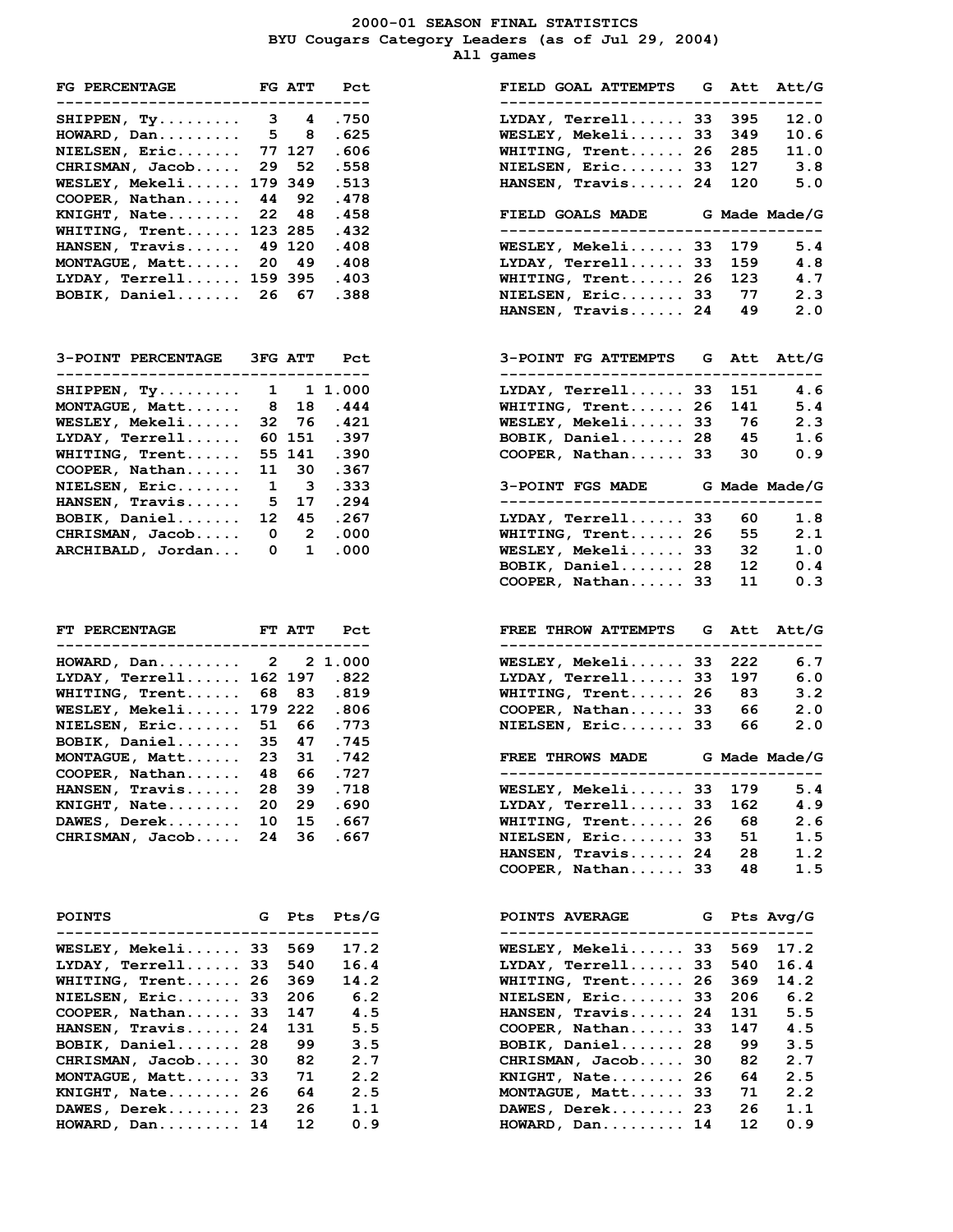# 2000-01 SEASON FINAL STATISTICS

## BYU Cougars Category Leaders (as of Jul 29, 2004)

### All games

| FG PERCENTAGE | FG | ATT | Pct |
|---|---|---|---|
| SHIPPEN, Ty | 3 | 4 | .750 |
| HOWARD, Dan | 5 | 8 | .625 |
| NIELSEN, Eric | 77 | 127 | .606 |
| CHRISMAN, Jacob | 29 | 52 | .558 |
| WESLEY, Mekeli | 179 | 349 | .513 |
| COOPER, Nathan | 44 | 92 | .478 |
| KNIGHT, Nate | 22 | 48 | .458 |
| WHITING, Trent | 123 | 285 | .432 |
| HANSEN, Travis | 49 | 120 | .408 |
| MONTAGUE, Matt | 20 | 49 | .408 |
| LYDAY, Terrell | 159 | 395 | .403 |
| BOBIK, Daniel | 26 | 67 | .388 |

| FIELD GOAL ATTEMPTS | G | Att | Att/G |
|---|---|---|---|
| LYDAY, Terrell | 33 | 395 | 12.0 |
| WESLEY, Mekeli | 33 | 349 | 10.6 |
| WHITING, Trent | 26 | 285 | 11.0 |
| NIELSEN, Eric | 33 | 127 | 3.8 |
| HANSEN, Travis | 24 | 120 | 5.0 |

| FIELD GOALS MADE | G | Made | Made/G |
|---|---|---|---|
| WESLEY, Mekeli | 33 | 179 | 5.4 |
| LYDAY, Terrell | 33 | 159 | 4.8 |
| WHITING, Trent | 26 | 123 | 4.7 |
| NIELSEN, Eric | 33 | 77 | 2.3 |
| HANSEN, Travis | 24 | 49 | 2.0 |

| 3-POINT PERCENTAGE | 3FG | ATT | Pct |
|---|---|---|---|
| SHIPPEN, Ty | 1 | 1 | 1.000 |
| MONTAGUE, Matt | 8 | 18 | .444 |
| WESLEY, Mekeli | 32 | 76 | .421 |
| LYDAY, Terrell | 60 | 151 | .397 |
| WHITING, Trent | 55 | 141 | .390 |
| COOPER, Nathan | 11 | 30 | .367 |
| NIELSEN, Eric | 1 | 3 | .333 |
| HANSEN, Travis | 5 | 17 | .294 |
| BOBIK, Daniel | 12 | 45 | .267 |
| CHRISMAN, Jacob | 0 | 2 | .000 |
| ARCHIBALD, Jordan | 0 | 1 | .000 |

| 3-POINT FG ATTEMPTS | G | Att | Att/G |
|---|---|---|---|
| LYDAY, Terrell | 33 | 151 | 4.6 |
| WHITING, Trent | 26 | 141 | 5.4 |
| WESLEY, Mekeli | 33 | 76 | 2.3 |
| BOBIK, Daniel | 28 | 45 | 1.6 |
| COOPER, Nathan | 33 | 30 | 0.9 |

| 3-POINT FGS MADE | G | Made | Made/G |
|---|---|---|---|
| LYDAY, Terrell | 33 | 60 | 1.8 |
| WHITING, Trent | 26 | 55 | 2.1 |
| WESLEY, Mekeli | 33 | 32 | 1.0 |
| BOBIK, Daniel | 28 | 12 | 0.4 |
| COOPER, Nathan | 33 | 11 | 0.3 |

| FT PERCENTAGE | FT | ATT | Pct |
|---|---|---|---|
| HOWARD, Dan | 2 | 2 | 1.000 |
| LYDAY, Terrell | 162 | 197 | .822 |
| WHITING, Trent | 68 | 83 | .819 |
| WESLEY, Mekeli | 179 | 222 | .806 |
| NIELSEN, Eric | 51 | 66 | .773 |
| BOBIK, Daniel | 35 | 47 | .745 |
| MONTAGUE, Matt | 23 | 31 | .742 |
| COOPER, Nathan | 48 | 66 | .727 |
| HANSEN, Travis | 28 | 39 | .718 |
| KNIGHT, Nate | 20 | 29 | .690 |
| DAWES, Derek | 10 | 15 | .667 |
| CHRISMAN, Jacob | 24 | 36 | .667 |

| FREE THROW ATTEMPTS | G | Att | Att/G |
|---|---|---|---|
| WESLEY, Mekeli | 33 | 222 | 6.7 |
| LYDAY, Terrell | 33 | 197 | 6.0 |
| WHITING, Trent | 26 | 83 | 3.2 |
| COOPER, Nathan | 33 | 66 | 2.0 |
| NIELSEN, Eric | 33 | 66 | 2.0 |

| FREE THROWS MADE | G | Made | Made/G |
|---|---|---|---|
| WESLEY, Mekeli | 33 | 179 | 5.4 |
| LYDAY, Terrell | 33 | 162 | 4.9 |
| WHITING, Trent | 26 | 68 | 2.6 |
| NIELSEN, Eric | 33 | 51 | 1.5 |
| HANSEN, Travis | 24 | 28 | 1.2 |
| COOPER, Nathan | 33 | 48 | 1.5 |

| POINTS | G | Pts | Pts/G |
|---|---|---|---|
| WESLEY, Mekeli | 33 | 569 | 17.2 |
| LYDAY, Terrell | 33 | 540 | 16.4 |
| WHITING, Trent | 26 | 369 | 14.2 |
| NIELSEN, Eric | 33 | 206 | 6.2 |
| COOPER, Nathan | 33 | 147 | 4.5 |
| HANSEN, Travis | 24 | 131 | 5.5 |
| BOBIK, Daniel | 28 | 99 | 3.5 |
| CHRISMAN, Jacob | 30 | 82 | 2.7 |
| MONTAGUE, Matt | 33 | 71 | 2.2 |
| KNIGHT, Nate | 26 | 64 | 2.5 |
| DAWES, Derek | 23 | 26 | 1.1 |
| HOWARD, Dan | 14 | 12 | 0.9 |

| POINTS AVERAGE | G | Pts | Avg/G |
|---|---|---|---|
| WESLEY, Mekeli | 33 | 569 | 17.2 |
| LYDAY, Terrell | 33 | 540 | 16.4 |
| WHITING, Trent | 26 | 369 | 14.2 |
| NIELSEN, Eric | 33 | 206 | 6.2 |
| HANSEN, Travis | 24 | 131 | 5.5 |
| COOPER, Nathan | 33 | 147 | 4.5 |
| BOBIK, Daniel | 28 | 99 | 3.5 |
| CHRISMAN, Jacob | 30 | 82 | 2.7 |
| KNIGHT, Nate | 26 | 64 | 2.5 |
| MONTAGUE, Matt | 33 | 71 | 2.2 |
| DAWES, Derek | 23 | 26 | 1.1 |
| HOWARD, Dan | 14 | 12 | 0.9 |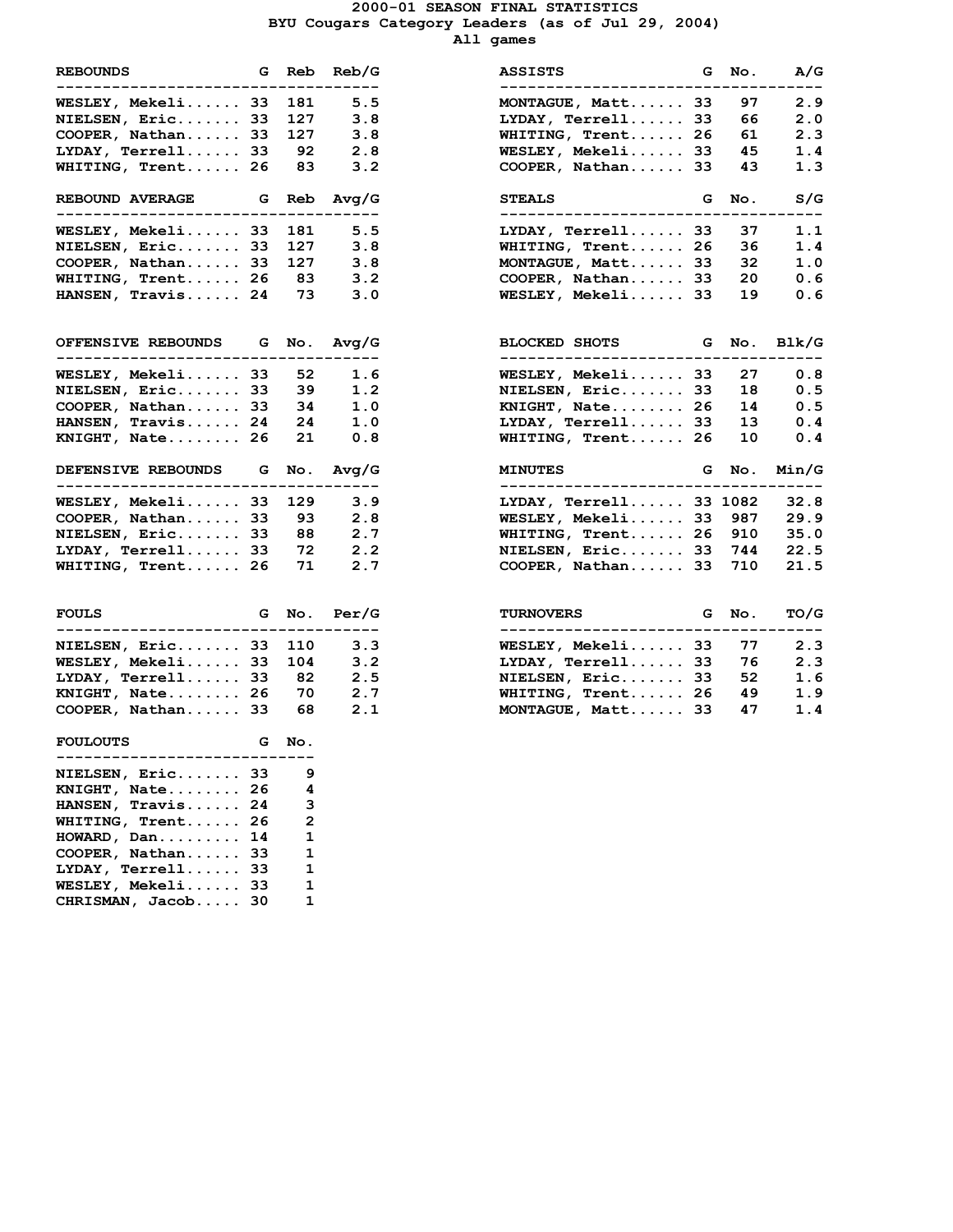# 2000-01 SEASON FINAL STATISTICS

## BYU Cougars Category Leaders (as of Jul 29, 2004)

### All games

| REBOUNDS | G | Reb | Reb/G |
|---|---|---|---|
| WESLEY, Mekeli | 33 | 181 | 5.5 |
| NIELSEN, Eric | 33 | 127 | 3.8 |
| COOPER, Nathan | 33 | 127 | 3.8 |
| LYDAY, Terrell | 33 | 92 | 2.8 |
| WHITING, Trent | 26 | 83 | 3.2 |

| REBOUND AVERAGE | G | Reb | Avg/G |
|---|---|---|---|
| WESLEY, Mekeli | 33 | 181 | 5.5 |
| NIELSEN, Eric | 33 | 127 | 3.8 |
| COOPER, Nathan | 33 | 127 | 3.8 |
| WHITING, Trent | 26 | 83 | 3.2 |
| HANSEN, Travis | 24 | 73 | 3.0 |

| OFFENSIVE REBOUNDS | G | No. | Avg/G |
|---|---|---|---|
| WESLEY, Mekeli | 33 | 52 | 1.6 |
| NIELSEN, Eric | 33 | 39 | 1.2 |
| COOPER, Nathan | 33 | 34 | 1.0 |
| HANSEN, Travis | 24 | 24 | 1.0 |
| KNIGHT, Nate | 26 | 21 | 0.8 |

| DEFENSIVE REBOUNDS | G | No. | Avg/G |
|---|---|---|---|
| WESLEY, Mekeli | 33 | 129 | 3.9 |
| COOPER, Nathan | 33 | 93 | 2.8 |
| NIELSEN, Eric | 33 | 88 | 2.7 |
| LYDAY, Terrell | 33 | 72 | 2.2 |
| WHITING, Trent | 26 | 71 | 2.7 |

| FOULS | G | No. | Per/G |
|---|---|---|---|
| NIELSEN, Eric | 33 | 110 | 3.3 |
| WESLEY, Mekeli | 33 | 104 | 3.2 |
| LYDAY, Terrell | 33 | 82 | 2.5 |
| KNIGHT, Nate | 26 | 70 | 2.7 |
| COOPER, Nathan | 33 | 68 | 2.1 |

| FOULOUTS | G | No. |
|---|---|---|
| NIELSEN, Eric | 33 | 9 |
| KNIGHT, Nate | 26 | 4 |
| HANSEN, Travis | 24 | 3 |
| WHITING, Trent | 26 | 2 |
| HOWARD, Dan | 14 | 1 |
| COOPER, Nathan | 33 | 1 |
| LYDAY, Terrell | 33 | 1 |
| WESLEY, Mekeli | 33 | 1 |
| CHRISMAN, Jacob | 30 | 1 |

| ASSISTS | G | No. | A/G |
|---|---|---|---|
| MONTAGUE, Matt | 33 | 97 | 2.9 |
| LYDAY, Terrell | 33 | 66 | 2.0 |
| WHITING, Trent | 26 | 61 | 2.3 |
| WESLEY, Mekeli | 33 | 45 | 1.4 |
| COOPER, Nathan | 33 | 43 | 1.3 |

| STEALS | G | No. | S/G |
|---|---|---|---|
| LYDAY, Terrell | 33 | 37 | 1.1 |
| WHITING, Trent | 26 | 36 | 1.4 |
| MONTAGUE, Matt | 33 | 32 | 1.0 |
| COOPER, Nathan | 33 | 20 | 0.6 |
| WESLEY, Mekeli | 33 | 19 | 0.6 |

| BLOCKED SHOTS | G | No. | Blk/G |
|---|---|---|---|
| WESLEY, Mekeli | 33 | 27 | 0.8 |
| NIELSEN, Eric | 33 | 18 | 0.5 |
| KNIGHT, Nate | 26 | 14 | 0.5 |
| LYDAY, Terrell | 33 | 13 | 0.4 |
| WHITING, Trent | 26 | 10 | 0.4 |

| MINUTES | G | No. | Min/G |
|---|---|---|---|
| LYDAY, Terrell | 33 | 1082 | 32.8 |
| WESLEY, Mekeli | 33 | 987 | 29.9 |
| WHITING, Trent | 26 | 910 | 35.0 |
| NIELSEN, Eric | 33 | 744 | 22.5 |
| COOPER, Nathan | 33 | 710 | 21.5 |

| TURNOVERS | G | No. | TO/G |
|---|---|---|---|
| WESLEY, Mekeli | 33 | 77 | 2.3 |
| LYDAY, Terrell | 33 | 76 | 2.3 |
| NIELSEN, Eric | 33 | 52 | 1.6 |
| WHITING, Trent | 26 | 49 | 1.9 |
| MONTAGUE, Matt | 33 | 47 | 1.4 |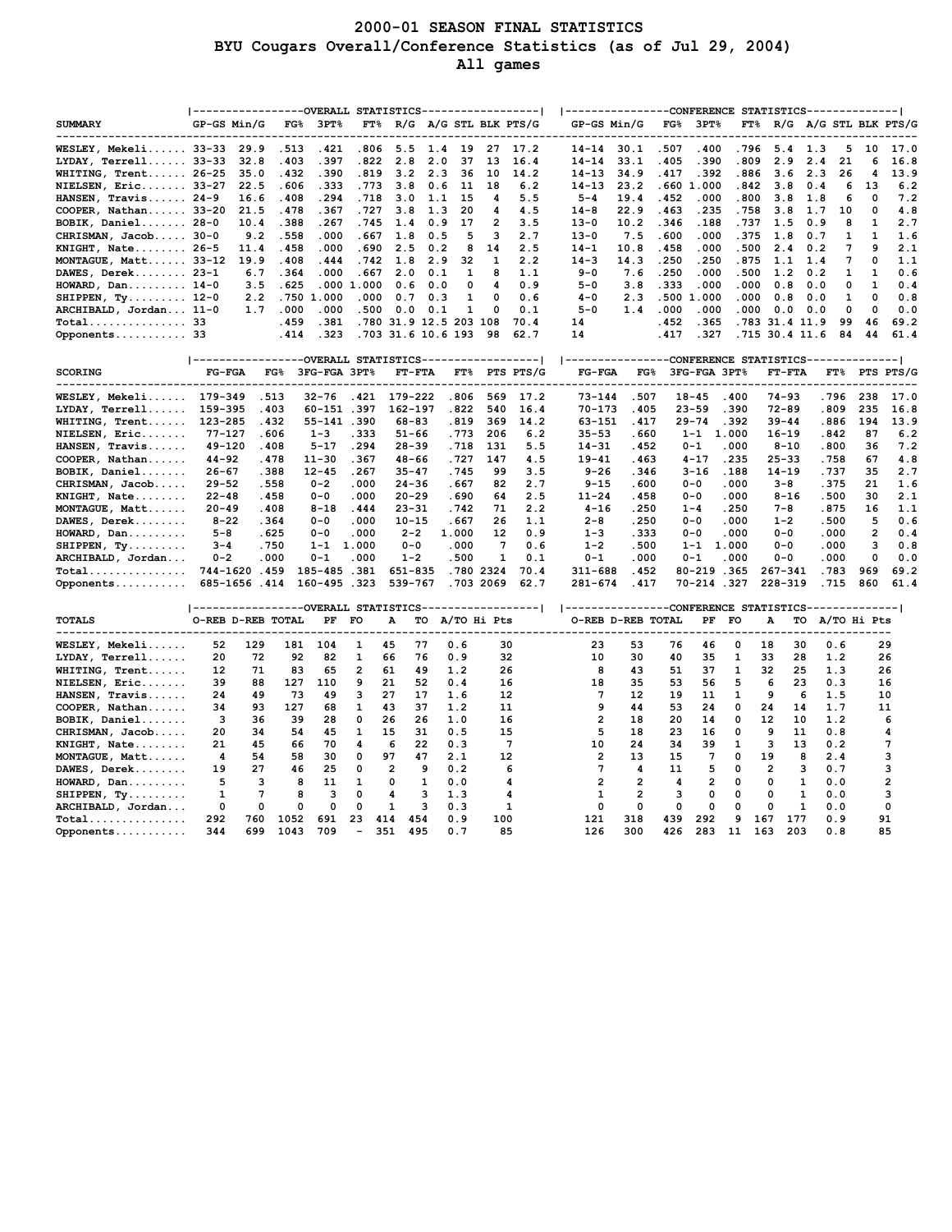# 2000-01 SEASON FINAL STATISTICS
## BYU Cougars Overall/Conference Statistics (as of Jul 29, 2004)
### All games

| SUMMARY | OVERALL STATISTICS GP-GS | Min/G | FG% | 3PT% | FT% | R/G | A/G | STL | BLK | PTS/G | CONFERENCE STATISTICS GP-GS | Min/G | FG% | 3PT% | FT% | R/G | A/G | STL | BLK | PTS/G |
|---|---|---|---|---|---|---|---|---|---|---|---|---|---|---|---|---|---|---|---|---|
| WESLEY, Mekeli | 33-33 | 29.9 | .513 | .421 | .806 | 5.5 | 1.4 | 19 | 27 | 17.2 | 14-14 | 30.1 | .507 | .400 | .796 | 5.4 | 1.3 | 5 | 10 | 17.0 |
| LYDAY, Terrell | 33-33 | 32.8 | .403 | .397 | .822 | 2.8 | 2.0 | 37 | 13 | 16.4 | 14-14 | 33.1 | .405 | .390 | .809 | 2.9 | 2.4 | 21 | 6 | 16.8 |
| WHITING, Trent | 26-25 | 35.0 | .432 | .390 | .819 | 3.2 | 2.3 | 36 | 10 | 14.2 | 14-13 | 34.9 | .417 | .392 | .886 | 3.6 | 2.3 | 26 | 4 | 13.9 |
| NIELSEN, Eric | 33-27 | 22.5 | .606 | .333 | .773 | 3.8 | 0.6 | 11 | 18 | 6.2 | 14-13 | 23.2 | .660 | 1.000 | .842 | 3.8 | 0.4 | 6 | 13 | 6.2 |
| HANSEN, Travis | 24-9 | 16.6 | .408 | .294 | .718 | 3.0 | 1.1 | 15 | 4 | 5.5 | 5-4 | 19.4 | .452 | .000 | .800 | 3.8 | 1.8 | 6 | 0 | 7.2 |
| COOPER, Nathan | 33-20 | 21.5 | .478 | .367 | .727 | 3.8 | 1.3 | 20 | 4 | 4.5 | 14-8 | 22.9 | .463 | .235 | .758 | 3.8 | 1.7 | 10 | 0 | 4.8 |
| BOBIK, Daniel | 28-0 | 10.4 | .388 | .267 | .745 | 1.4 | 0.9 | 17 | 2 | 3.5 | 13-0 | 10.2 | .346 | .188 | .737 | 1.5 | 0.9 | 8 | 1 | 2.7 |
| CHRISMAN, Jacob | 30-0 | 9.2 | .558 | .000 | .667 | 1.8 | 0.5 | 5 | 3 | 2.7 | 13-0 | 7.5 | .600 | .000 | .375 | 1.8 | 0.7 | 1 | 1 | 1.6 |
| KNIGHT, Nate | 26-5 | 11.4 | .458 | .000 | .690 | 2.5 | 0.2 | 8 | 14 | 2.5 | 14-1 | 10.8 | .458 | .000 | .500 | 2.4 | 0.2 | 7 | 9 | 2.1 |
| MONTAGUE, Matt | 33-12 | 19.9 | .408 | .444 | .742 | 1.8 | 2.9 | 32 | 1 | 2.2 | 14-3 | 14.3 | .250 | .250 | .875 | 1.1 | 1.4 | 7 | 0 | 1.1 |
| DAWES, Derek | 23-1 | 6.7 | .364 | .000 | .667 | 2.0 | 0.1 | 1 | 8 | 1.1 | 9-0 | 7.6 | .250 | .000 | .500 | 1.2 | 0.2 | 1 | 1 | 0.6 |
| HOWARD, Dan | 14-0 | 3.5 | .625 | .000 | 1.000 | 0.6 | 0.0 | 0 | 4 | 0.9 | 5-0 | 3.8 | .333 | .000 | .000 | 0.8 | 0.0 | 0 | 1 | 0.4 |
| SHIPPEN, Ty | 12-0 | 2.2 | .750 | 1.000 | .000 | 0.7 | 0.3 | 1 | 0 | 0.6 | 4-0 | 2.3 | .500 | 1.000 | .000 | 0.8 | 0.0 | 1 | 0 | 0.8 |
| ARCHIBALD, Jordan | 11-0 | 1.7 | .000 | .000 | .500 | 0.0 | 0.1 | 1 | 0 | 0.1 | 5-0 | 1.4 | .000 | .000 | .000 | 0.0 | 0.0 | 0 | 0 | 0.0 |
| Total | 33 | | .459 | .381 | .780 | 31.9 | 12.5 | 203 | 108 | 70.4 | 14 | | .452 | .365 | .783 | 31.4 | 11.9 | 99 | 46 | 69.2 |
| Opponents | 33 | | .414 | .323 | .703 | 31.6 | 10.6 | 193 | 98 | 62.7 | 14 | | .417 | .327 | .715 | 30.4 | 11.6 | 84 | 44 | 61.4 |

| SCORING | OVERALL STATISTICS FG-FGA | FG% | 3FG-FGA | 3PT% | FT-FTA | FT% | PTS | PTS/G | CONFERENCE STATISTICS FG-FGA | FG% | 3FG-FGA | 3PT% | FT-FTA | FT% | PTS | PTS/G |
|---|---|---|---|---|---|---|---|---|---|---|---|---|---|---|---|---|
| WESLEY, Mekeli | 179-349 | .513 | 32-76 | .421 | 179-222 | .806 | 569 | 17.2 | 73-144 | .507 | 18-45 | .400 | 74-93 | .796 | 238 | 17.0 |
| LYDAY, Terrell | 159-395 | .403 | 60-151 | .397 | 162-197 | .822 | 540 | 16.4 | 70-173 | .405 | 23-59 | .390 | 72-89 | .809 | 235 | 16.8 |
| WHITING, Trent | 123-285 | .432 | 55-141 | .390 | 68-83 | .819 | 369 | 14.2 | 63-151 | .417 | 29-74 | .392 | 39-44 | .886 | 194 | 13.9 |
| NIELSEN, Eric | 77-127 | .606 | 1-3 | .333 | 51-66 | .773 | 206 | 6.2 | 35-53 | .660 | 1-1 | 1.000 | 16-19 | .842 | 87 | 6.2 |
| HANSEN, Travis | 49-120 | .408 | 5-17 | .294 | 28-39 | .718 | 131 | 5.5 | 14-31 | .452 | 0-1 | .000 | 8-10 | .800 | 36 | 7.2 |
| COOPER, Nathan | 44-92 | .478 | 11-30 | .367 | 48-66 | .727 | 147 | 4.5 | 19-41 | .463 | 4-17 | .235 | 25-33 | .758 | 67 | 4.8 |
| BOBIK, Daniel | 26-67 | .388 | 12-45 | .267 | 35-47 | .745 | 99 | 3.5 | 9-26 | .346 | 3-16 | .188 | 14-19 | .737 | 35 | 2.7 |
| CHRISMAN, Jacob | 29-52 | .558 | 0-2 | .000 | 24-36 | .667 | 82 | 2.7 | 9-15 | .600 | 0-0 | .000 | 3-8 | .375 | 21 | 1.6 |
| KNIGHT, Nate | 22-48 | .458 | 0-0 | .000 | 20-29 | .690 | 64 | 2.5 | 11-24 | .458 | 0-0 | .000 | 8-16 | .500 | 30 | 2.1 |
| MONTAGUE, Matt | 20-49 | .408 | 8-18 | .444 | 23-31 | .742 | 71 | 2.2 | 4-16 | .250 | 1-4 | .250 | 7-8 | .875 | 16 | 1.1 |
| DAWES, Derek | 8-22 | .364 | 0-0 | .000 | 10-15 | .667 | 26 | 1.1 | 2-8 | .250 | 0-0 | .000 | 1-2 | .500 | 5 | 0.6 |
| HOWARD, Dan | 5-8 | .625 | 0-0 | .000 | 2-2 | 1.000 | 12 | 0.9 | 1-3 | .333 | 0-0 | .000 | 0-0 | .000 | 2 | 0.4 |
| SHIPPEN, Ty | 3-4 | .750 | 1-1 | 1.000 | 0-0 | .000 | 7 | 0.6 | 1-2 | .500 | 1-1 | 1.000 | 0-0 | .000 | 3 | 0.8 |
| ARCHIBALD, Jordan | 0-2 | .000 | 0-1 | .000 | 1-2 | .500 | 1 | 0.1 | 0-1 | .000 | 0-1 | .000 | 0-0 | .000 | 0 | 0.0 |
| Total | 744-1620 | .459 | 185-485 | .381 | 651-835 | .780 | 2324 | 70.4 | 311-688 | .452 | 80-219 | .365 | 267-341 | .783 | 969 | 69.2 |
| Opponents | 685-1656 | .414 | 160-495 | .323 | 539-767 | .703 | 2069 | 62.7 | 281-674 | .417 | 70-214 | .327 | 228-319 | .715 | 860 | 61.4 |

| TOTALS | OVERALL STATISTICS O-REB | D-REB | TOTAL | PF | FO | A | TO | A/TO | Hi Pts | CONFERENCE STATISTICS O-REB | D-REB | TOTAL | PF | FO | A | TO | A/TO | Hi Pts |
|---|---|---|---|---|---|---|---|---|---|---|---|---|---|---|---|---|---|---|
| WESLEY, Mekeli | 52 | 129 | 181 | 104 | 1 | 45 | 77 | 0.6 | 30 | 23 | 53 | 76 | 46 | 0 | 18 | 30 | 0.6 | 29 |
| LYDAY, Terrell | 20 | 72 | 92 | 82 | 1 | 66 | 76 | 0.9 | 32 | 10 | 30 | 40 | 35 | 1 | 33 | 28 | 1.2 | 26 |
| WHITING, Trent | 12 | 71 | 83 | 65 | 2 | 61 | 49 | 1.2 | 26 | 8 | 43 | 51 | 37 | 1 | 32 | 25 | 1.3 | 26 |
| NIELSEN, Eric | 39 | 88 | 127 | 110 | 9 | 21 | 52 | 0.4 | 16 | 18 | 35 | 53 | 56 | 5 | 6 | 23 | 0.3 | 16 |
| HANSEN, Travis | 24 | 49 | 73 | 49 | 3 | 27 | 17 | 1.6 | 12 | 7 | 12 | 19 | 11 | 1 | 9 | 6 | 1.5 | 10 |
| COOPER, Nathan | 34 | 93 | 127 | 68 | 1 | 43 | 37 | 1.2 | 11 | 9 | 44 | 53 | 24 | 0 | 24 | 14 | 1.7 | 11 |
| BOBIK, Daniel | 3 | 36 | 39 | 28 | 0 | 26 | 26 | 1.0 | 16 | 2 | 18 | 20 | 14 | 0 | 12 | 10 | 1.2 | 6 |
| CHRISMAN, Jacob | 20 | 34 | 54 | 45 | 1 | 15 | 31 | 0.5 | 15 | 5 | 18 | 23 | 16 | 0 | 9 | 11 | 0.8 | 4 |
| KNIGHT, Nate | 21 | 45 | 66 | 70 | 4 | 6 | 22 | 0.3 | 7 | 10 | 24 | 34 | 39 | 1 | 3 | 13 | 0.2 | 7 |
| MONTAGUE, Matt | 4 | 54 | 58 | 30 | 0 | 97 | 47 | 2.1 | 12 | 2 | 13 | 15 | 7 | 0 | 19 | 8 | 2.4 | 3 |
| DAWES, Derek | 19 | 27 | 46 | 25 | 0 | 2 | 9 | 0.2 | 6 | 7 | 4 | 11 | 5 | 0 | 2 | 3 | 0.7 | 3 |
| HOWARD, Dan | 5 | 3 | 8 | 11 | 1 | 0 | 1 | 0.0 | 4 | 2 | 2 | 4 | 2 | 0 | 0 | 1 | 0.0 | 2 |
| SHIPPEN, Ty | 1 | 7 | 8 | 3 | 0 | 4 | 3 | 1.3 | 4 | 1 | 2 | 3 | 0 | 0 | 0 | 1 | 0.0 | 3 |
| ARCHIBALD, Jordan | 0 | 0 | 0 | 0 | 0 | 1 | 3 | 0.3 | 1 | 0 | 0 | 0 | 0 | 0 | 0 | 1 | 0.0 | 0 |
| Total | 292 | 760 | 1052 | 691 | 23 | 414 | 454 | 0.9 | 100 | 121 | 318 | 439 | 292 | 9 | 167 | 177 | 0.9 | 91 |
| Opponents | 344 | 699 | 1043 | 709 | - | 351 | 495 | 0.7 | 85 | 126 | 300 | 426 | 283 | 11 | 163 | 203 | 0.8 | 85 |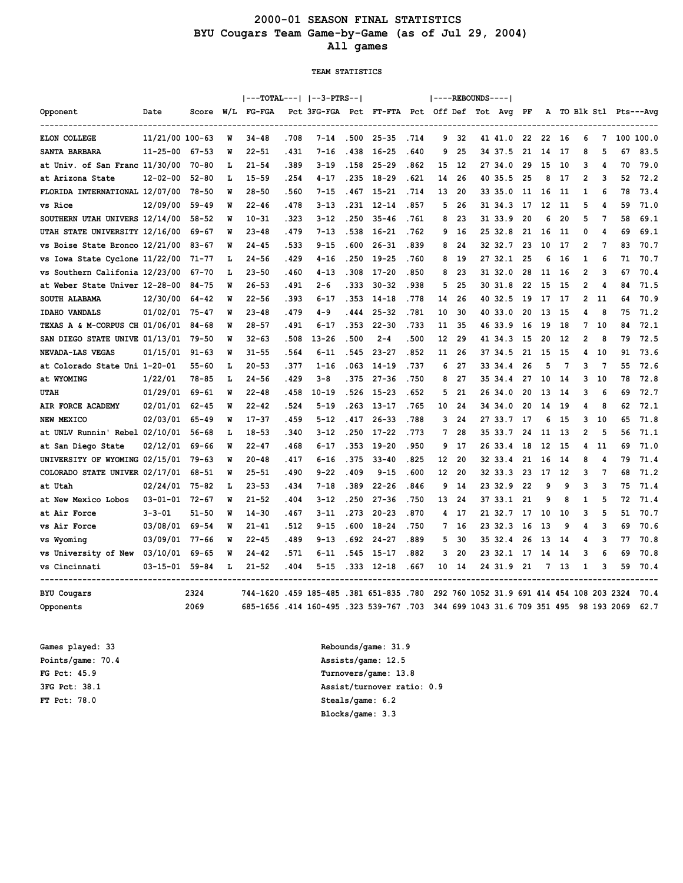# 2000-01 SEASON FINAL STATISTICS
## BYU Cougars Team Game-by-Game (as of Jul 29, 2004)
## All games

### TEAM STATISTICS

| Opponent | Date | Score | W/L | TOTAL FG-FGA | Pct | 3-PTRS 3FG-FGA | Pct | FT-FTA | Pct | REBOUNDS Off | Def | Tot | Avg | PF | A | TO | Blk | Stl | Pts | Avg |
|---|---|---|---|---|---|---|---|---|---|---|---|---|---|---|---|---|---|---|---|---|
| ELON COLLEGE | 11/21/00 | 100-63 | W | 34-48 | .708 | 7-14 | .500 | 25-35 | .714 | 9 | 32 | 41 | 41.0 | 22 | 22 | 16 | 6 | 7 | 100 | 100.0 |
| SANTA BARBARA | 11-25-00 | 67-53 | W | 22-51 | .431 | 7-16 | .438 | 16-25 | .640 | 9 | 25 | 34 | 37.5 | 21 | 14 | 17 | 8 | 5 | 67 | 83.5 |
| at Univ. of San Franc | 11/30/00 | 70-80 | L | 21-54 | .389 | 3-19 | .158 | 25-29 | .862 | 15 | 12 | 27 | 34.0 | 29 | 15 | 10 | 3 | 4 | 70 | 79.0 |
| at Arizona State | 12-02-00 | 52-80 | L | 15-59 | .254 | 4-17 | .235 | 18-29 | .621 | 14 | 26 | 40 | 35.5 | 25 | 8 | 17 | 2 | 3 | 52 | 72.2 |
| FLORIDA INTERNATIONAL | 12/07/00 | 78-50 | W | 28-50 | .560 | 7-15 | .467 | 15-21 | .714 | 13 | 20 | 33 | 35.0 | 11 | 16 | 11 | 1 | 6 | 78 | 73.4 |
| vs Rice | 12/09/00 | 59-49 | W | 22-46 | .478 | 3-13 | .231 | 12-14 | .857 | 5 | 26 | 31 | 34.3 | 17 | 12 | 11 | 5 | 4 | 59 | 71.0 |
| SOUTHERN UTAH UNIVERS | 12/14/00 | 58-52 | W | 10-31 | .323 | 3-12 | .250 | 35-46 | .761 | 8 | 23 | 31 | 33.9 | 20 | 6 | 20 | 5 | 7 | 58 | 69.1 |
| UTAH STATE UNIVERSITY | 12/16/00 | 69-67 | W | 23-48 | .479 | 7-13 | .538 | 16-21 | .762 | 9 | 16 | 25 | 32.8 | 21 | 16 | 11 | 0 | 4 | 69 | 69.1 |
| vs Boise State Bronco | 12/21/00 | 83-67 | W | 24-45 | .533 | 9-15 | .600 | 26-31 | .839 | 8 | 24 | 32 | 32.7 | 23 | 10 | 17 | 2 | 7 | 83 | 70.7 |
| vs Iowa State Cyclone | 11/22/00 | 71-77 | L | 24-56 | .429 | 4-16 | .250 | 19-25 | .760 | 8 | 19 | 27 | 32.1 | 25 | 6 | 16 | 1 | 6 | 71 | 70.7 |
| vs Southern Califonia | 12/23/00 | 67-70 | L | 23-50 | .460 | 4-13 | .308 | 17-20 | .850 | 8 | 23 | 31 | 32.0 | 28 | 11 | 16 | 2 | 3 | 67 | 70.4 |
| at Weber State Univer | 12-28-00 | 84-75 | W | 26-53 | .491 | 2-6 | .333 | 30-32 | .938 | 5 | 25 | 30 | 31.8 | 22 | 15 | 15 | 2 | 4 | 84 | 71.5 |
| SOUTH ALABAMA | 12/30/00 | 64-42 | W | 22-56 | .393 | 6-17 | .353 | 14-18 | .778 | 14 | 26 | 40 | 32.5 | 19 | 17 | 17 | 2 | 11 | 64 | 70.9 |
| IDAHO VANDALS | 01/02/01 | 75-47 | W | 23-48 | .479 | 4-9 | .444 | 25-32 | .781 | 10 | 30 | 40 | 33.0 | 20 | 13 | 15 | 4 | 8 | 75 | 71.2 |
| TEXAS A & M-CORPUS CH | 01/06/01 | 84-68 | W | 28-57 | .491 | 6-17 | .353 | 22-30 | .733 | 11 | 35 | 46 | 33.9 | 16 | 19 | 18 | 7 | 10 | 84 | 72.1 |
| SAN DIEGO STATE UNIVE | 01/13/01 | 79-50 | W | 32-63 | .508 | 13-26 | .500 | 2-4 | .500 | 12 | 29 | 41 | 34.3 | 15 | 20 | 12 | 2 | 8 | 79 | 72.5 |
| NEVADA-LAS VEGAS | 01/15/01 | 91-63 | W | 31-55 | .564 | 6-11 | .545 | 23-27 | .852 | 11 | 26 | 37 | 34.5 | 21 | 15 | 15 | 4 | 10 | 91 | 73.6 |
| at Colorado State Uni | 1-20-01 | 55-60 | L | 20-53 | .377 | 1-16 | .063 | 14-19 | .737 | 6 | 27 | 33 | 34.4 | 26 | 5 | 7 | 3 | 7 | 55 | 72.6 |
| at WYOMING | 1/22/01 | 78-85 | L | 24-56 | .429 | 3-8 | .375 | 27-36 | .750 | 8 | 27 | 35 | 34.4 | 27 | 10 | 14 | 3 | 10 | 78 | 72.8 |
| UTAH | 01/29/01 | 69-61 | W | 22-48 | .458 | 10-19 | .526 | 15-23 | .652 | 5 | 21 | 26 | 34.0 | 20 | 13 | 14 | 3 | 6 | 69 | 72.7 |
| AIR FORCE ACADEMY | 02/01/01 | 62-45 | W | 22-42 | .524 | 5-19 | .263 | 13-17 | .765 | 10 | 24 | 34 | 34.0 | 20 | 14 | 19 | 4 | 8 | 62 | 72.1 |
| NEW MEXICO | 02/03/01 | 65-49 | W | 17-37 | .459 | 5-12 | .417 | 26-33 | .788 | 3 | 24 | 27 | 33.7 | 17 | 6 | 15 | 3 | 10 | 65 | 71.8 |
| at UNLV Runnin' Rebel | 02/10/01 | 56-68 | L | 18-53 | .340 | 3-12 | .250 | 17-22 | .773 | 7 | 28 | 35 | 33.7 | 24 | 11 | 13 | 2 | 5 | 56 | 71.1 |
| at San Diego State | 02/12/01 | 69-66 | W | 22-47 | .468 | 6-17 | .353 | 19-20 | .950 | 9 | 17 | 26 | 33.4 | 18 | 12 | 15 | 4 | 11 | 69 | 71.0 |
| UNIVERSITY OF WYOMING | 02/15/01 | 79-63 | W | 20-48 | .417 | 6-16 | .375 | 33-40 | .825 | 12 | 20 | 32 | 33.4 | 21 | 16 | 14 | 8 | 4 | 79 | 71.4 |
| COLORADO STATE UNIVER | 02/17/01 | 68-51 | W | 25-51 | .490 | 9-22 | .409 | 9-15 | .600 | 12 | 20 | 32 | 33.3 | 23 | 17 | 12 | 3 | 7 | 68 | 71.2 |
| at Utah | 02/24/01 | 75-82 | L | 23-53 | .434 | 7-18 | .389 | 22-26 | .846 | 9 | 14 | 23 | 32.9 | 22 | 9 | 9 | 3 | 3 | 75 | 71.4 |
| at New Mexico Lobos | 03-01-01 | 72-67 | W | 21-52 | .404 | 3-12 | .250 | 27-36 | .750 | 13 | 24 | 37 | 33.1 | 21 | 9 | 8 | 1 | 5 | 72 | 71.4 |
| at Air Force | 3-3-01 | 51-50 | W | 14-30 | .467 | 3-11 | .273 | 20-23 | .870 | 4 | 17 | 21 | 32.7 | 17 | 10 | 10 | 3 | 5 | 51 | 70.7 |
| vs Air Force | 03/08/01 | 69-54 | W | 21-41 | .512 | 9-15 | .600 | 18-24 | .750 | 7 | 16 | 23 | 32.3 | 16 | 13 | 9 | 4 | 3 | 69 | 70.6 |
| vs Wyoming | 03/09/01 | 77-66 | W | 22-45 | .489 | 9-13 | .692 | 24-27 | .889 | 5 | 30 | 35 | 32.4 | 26 | 13 | 14 | 4 | 3 | 77 | 70.8 |
| vs University of New | 03/10/01 | 69-65 | W | 24-42 | .571 | 6-11 | .545 | 15-17 | .882 | 3 | 20 | 23 | 32.1 | 17 | 14 | 14 | 3 | 6 | 69 | 70.8 |
| vs Cincinnati | 03-15-01 | 59-84 | L | 21-52 | .404 | 5-15 | .333 | 12-18 | .667 | 10 | 14 | 24 | 31.9 | 21 | 7 | 13 | 1 | 3 | 59 | 70.4 |
| BYU Cougars | | 2324 | | 744-1620 | .459 | 185-485 | .381 | 651-835 | .780 | 292 | 760 | 1052 | 31.9 | 691 | 414 | 454 | 108 | 203 | 2324 | 70.4 |
| Opponents | | 2069 | | 685-1656 | .414 | 160-495 | .323 | 539-767 | .703 | 344 | 699 | 1043 | 31.6 | 709 | 351 | 495 | 98 | 193 | 2069 | 62.7 |

Games played: 33
Points/game: 70.4
FG Pct: 45.9
3FG Pct: 38.1
FT Pct: 78.0

Rebounds/game: 31.9
Assists/game: 12.5
Turnovers/game: 13.8
Assist/turnover ratio: 0.9
Steals/game: 6.2
Blocks/game: 3.3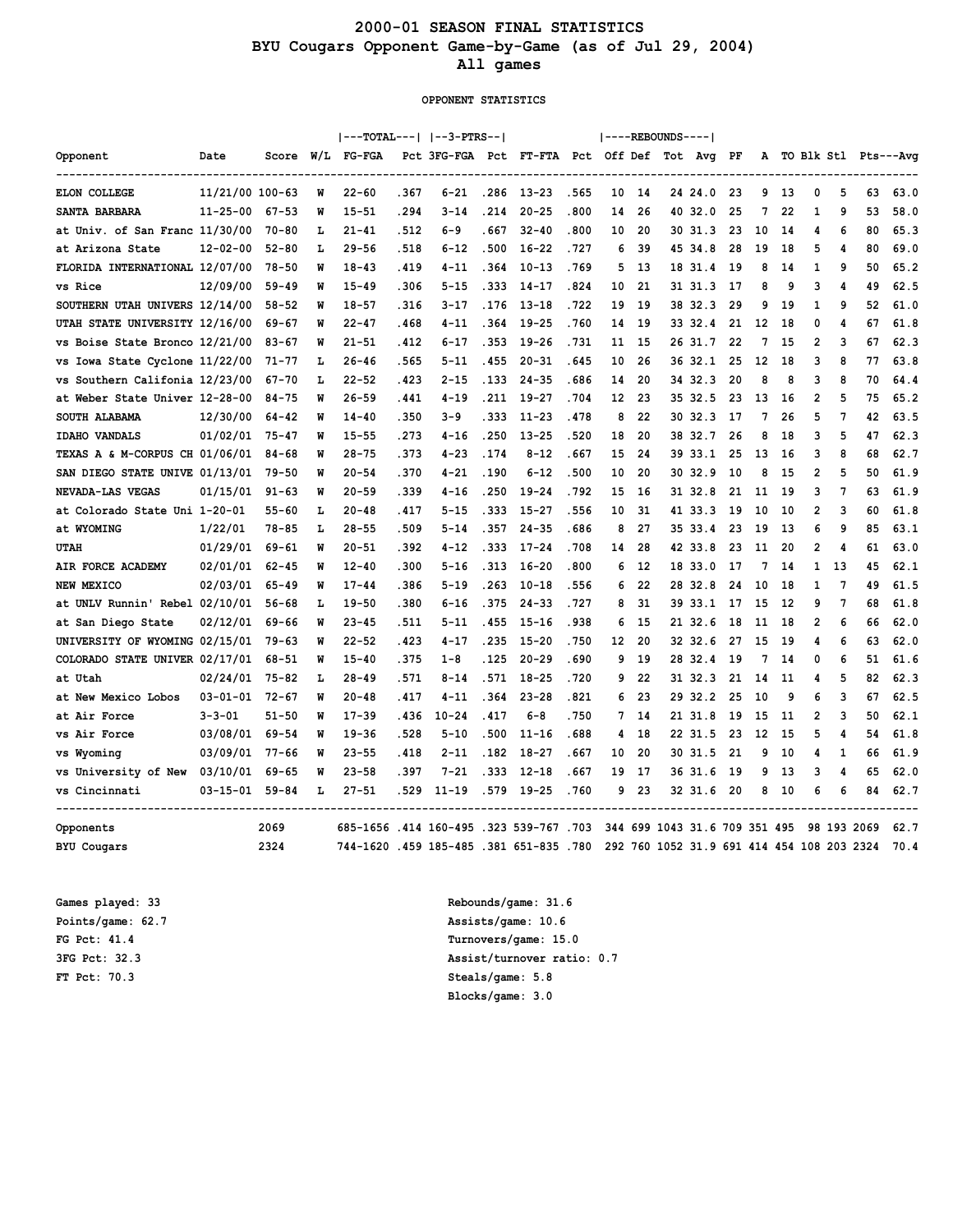# 2000-01 SEASON FINAL STATISTICS
## BYU Cougars Opponent Game-by-Game (as of Jul 29, 2004)
## All games

OPPONENT STATISTICS

| Opponent | Date | Score | W/L | TOTAL FG-FGA | Pct | 3-PTRS 3FG-FGA | Pct | FT-FTA | Pct | REBOUNDS Off | Def | Tot | Avg | PF | A | TO | Blk | Stl | Pts | Avg |
|---|---|---|---|---|---|---|---|---|---|---|---|---|---|---|---|---|---|---|---|---|
| ELON COLLEGE | 11/21/00 | 100-63 | W | 22-60 | .367 | 6-21 | .286 | 13-23 | .565 | 10 | 14 | 24 | 24.0 | 23 | 9 | 13 | 0 | 5 | 63 | 63.0 |
| SANTA BARBARA | 11-25-00 | 67-53 | W | 15-51 | .294 | 3-14 | .214 | 20-25 | .800 | 14 | 26 | 40 | 32.0 | 25 | 7 | 22 | 1 | 9 | 53 | 58.0 |
| at Univ. of San Franc | 11/30/00 | 70-80 | L | 21-41 | .512 | 6-9 | .667 | 32-40 | .800 | 10 | 20 | 30 | 31.3 | 23 | 10 | 14 | 4 | 6 | 80 | 65.3 |
| at Arizona State | 12-02-00 | 52-80 | L | 29-56 | .518 | 6-12 | .500 | 16-22 | .727 | 6 | 39 | 45 | 34.8 | 28 | 19 | 18 | 5 | 4 | 80 | 69.0 |
| FLORIDA INTERNATIONAL | 12/07/00 | 78-50 | W | 18-43 | .419 | 4-11 | .364 | 10-13 | .769 | 5 | 13 | 18 | 31.4 | 19 | 8 | 14 | 1 | 9 | 50 | 65.2 |
| vs Rice | 12/09/00 | 59-49 | W | 15-49 | .306 | 5-15 | .333 | 14-17 | .824 | 10 | 21 | 31 | 31.3 | 17 | 8 | 9 | 3 | 4 | 49 | 62.5 |
| SOUTHERN UTAH UNIVERS | 12/14/00 | 58-52 | W | 18-57 | .316 | 3-17 | .176 | 13-18 | .722 | 19 | 19 | 38 | 32.3 | 29 | 9 | 19 | 1 | 9 | 52 | 61.0 |
| UTAH STATE UNIVERSITY | 12/16/00 | 69-67 | W | 22-47 | .468 | 4-11 | .364 | 19-25 | .760 | 14 | 19 | 33 | 32.4 | 21 | 12 | 18 | 0 | 4 | 67 | 61.8 |
| vs Boise State Bronco | 12/21/00 | 83-67 | W | 21-51 | .412 | 6-17 | .353 | 19-26 | .731 | 11 | 15 | 26 | 31.7 | 22 | 7 | 15 | 2 | 3 | 67 | 62.3 |
| vs Iowa State Cyclone | 11/22/00 | 71-77 | L | 26-46 | .565 | 5-11 | .455 | 20-31 | .645 | 10 | 26 | 36 | 32.1 | 25 | 12 | 18 | 3 | 8 | 77 | 63.8 |
| vs Southern Califonia | 12/23/00 | 67-70 | L | 22-52 | .423 | 2-15 | .133 | 24-35 | .686 | 14 | 20 | 34 | 32.3 | 20 | 8 | 8 | 3 | 8 | 70 | 64.4 |
| at Weber State Univer | 12-28-00 | 84-75 | W | 26-59 | .441 | 4-19 | .211 | 19-27 | .704 | 12 | 23 | 35 | 32.5 | 23 | 13 | 16 | 2 | 5 | 75 | 65.2 |
| SOUTH ALABAMA | 12/30/00 | 64-42 | W | 14-40 | .350 | 3-9 | .333 | 11-23 | .478 | 8 | 22 | 30 | 32.3 | 17 | 7 | 26 | 5 | 7 | 42 | 63.5 |
| IDAHO VANDALS | 01/02/01 | 75-47 | W | 15-55 | .273 | 4-16 | .250 | 13-25 | .520 | 18 | 20 | 38 | 32.7 | 26 | 8 | 18 | 3 | 5 | 47 | 62.3 |
| TEXAS A & M-CORPUS CH | 01/06/01 | 84-68 | W | 28-75 | .373 | 4-23 | .174 | 8-12 | .667 | 15 | 24 | 39 | 33.1 | 25 | 13 | 16 | 3 | 8 | 68 | 62.7 |
| SAN DIEGO STATE UNIVE | 01/13/01 | 79-50 | W | 20-54 | .370 | 4-21 | .190 | 6-12 | .500 | 10 | 20 | 30 | 32.9 | 10 | 8 | 15 | 2 | 5 | 50 | 61.9 |
| NEVADA-LAS VEGAS | 01/15/01 | 91-63 | W | 20-59 | .339 | 4-16 | .250 | 19-24 | .792 | 15 | 16 | 31 | 32.8 | 21 | 11 | 19 | 3 | 7 | 63 | 61.9 |
| at Colorado State Uni | 1-20-01 | 55-60 | L | 20-48 | .417 | 5-15 | .333 | 15-27 | .556 | 10 | 31 | 41 | 33.3 | 19 | 10 | 10 | 2 | 3 | 60 | 61.8 |
| at WYOMING | 1/22/01 | 78-85 | L | 28-55 | .509 | 5-14 | .357 | 24-35 | .686 | 8 | 27 | 35 | 33.4 | 23 | 19 | 13 | 6 | 9 | 85 | 63.1 |
| UTAH | 01/29/01 | 69-61 | W | 20-51 | .392 | 4-12 | .333 | 17-24 | .708 | 14 | 28 | 42 | 33.8 | 23 | 11 | 20 | 2 | 4 | 61 | 63.0 |
| AIR FORCE ACADEMY | 02/01/01 | 62-45 | W | 12-40 | .300 | 5-16 | .313 | 16-20 | .800 | 6 | 12 | 18 | 33.0 | 17 | 7 | 14 | 1 | 13 | 45 | 62.1 |
| NEW MEXICO | 02/03/01 | 65-49 | W | 17-44 | .386 | 5-19 | .263 | 10-18 | .556 | 6 | 22 | 28 | 32.8 | 24 | 10 | 18 | 1 | 7 | 49 | 61.5 |
| at UNLV Runnin' Rebel | 02/10/01 | 56-68 | L | 19-50 | .380 | 6-16 | .375 | 24-33 | .727 | 8 | 31 | 39 | 33.1 | 17 | 15 | 12 | 9 | 7 | 68 | 61.8 |
| at San Diego State | 02/12/01 | 69-66 | W | 23-45 | .511 | 5-11 | .455 | 15-16 | .938 | 6 | 15 | 21 | 32.6 | 18 | 11 | 18 | 2 | 6 | 66 | 62.0 |
| UNIVERSITY OF WYOMING | 02/15/01 | 79-63 | W | 22-52 | .423 | 4-17 | .235 | 15-20 | .750 | 12 | 20 | 32 | 32.6 | 27 | 15 | 19 | 4 | 6 | 63 | 62.0 |
| COLORADO STATE UNIVER | 02/17/01 | 68-51 | W | 15-40 | .375 | 1-8 | .125 | 20-29 | .690 | 9 | 19 | 28 | 32.4 | 19 | 7 | 14 | 0 | 6 | 51 | 61.6 |
| at Utah | 02/24/01 | 75-82 | L | 28-49 | .571 | 8-14 | .571 | 18-25 | .720 | 9 | 22 | 31 | 32.3 | 21 | 14 | 11 | 4 | 5 | 82 | 62.3 |
| at New Mexico Lobos | 03-01-01 | 72-67 | W | 20-48 | .417 | 4-11 | .364 | 23-28 | .821 | 6 | 23 | 29 | 32.2 | 25 | 10 | 9 | 6 | 3 | 67 | 62.5 |
| at Air Force | 3-3-01 | 51-50 | W | 17-39 | .436 | 10-24 | .417 | 6-8 | .750 | 7 | 14 | 21 | 31.8 | 19 | 15 | 11 | 2 | 3 | 50 | 62.1 |
| vs Air Force | 03/08/01 | 69-54 | W | 19-36 | .528 | 5-10 | .500 | 11-16 | .688 | 4 | 18 | 22 | 31.5 | 23 | 12 | 15 | 5 | 4 | 54 | 61.8 |
| vs Wyoming | 03/09/01 | 77-66 | W | 23-55 | .418 | 2-11 | .182 | 18-27 | .667 | 10 | 20 | 30 | 31.5 | 21 | 9 | 10 | 4 | 1 | 66 | 61.9 |
| vs University of New | 03/10/01 | 69-65 | W | 23-58 | .397 | 7-21 | .333 | 12-18 | .667 | 19 | 17 | 36 | 31.6 | 19 | 9 | 13 | 3 | 4 | 65 | 62.0 |
| vs Cincinnati | 03-15-01 | 59-84 | L | 27-51 | .529 | 11-19 | .579 | 19-25 | .760 | 9 | 23 | 32 | 31.6 | 20 | 8 | 10 | 6 | 6 | 84 | 62.7 |
| Opponents | | 2069 | | 685-1656 | .414 | 160-495 | .323 | 539-767 | .703 | 344 | 699 | 1043 | 31.6 | 709 | 351 | 495 | 98 | 193 | 2069 | 62.7 |
| BYU Cougars | | 2324 | | 744-1620 | .459 | 185-485 | .381 | 651-835 | .780 | 292 | 760 | 1052 | 31.9 | 691 | 414 | 454 | 108 | 203 | 2324 | 70.4 |

Games played: 33
Points/game: 62.7
FG Pct: 41.4
3FG Pct: 32.3
FT Pct: 70.3

Rebounds/game: 31.6
Assists/game: 10.6
Turnovers/game: 15.0
Assist/turnover ratio: 0.7
Steals/game: 5.8
Blocks/game: 3.0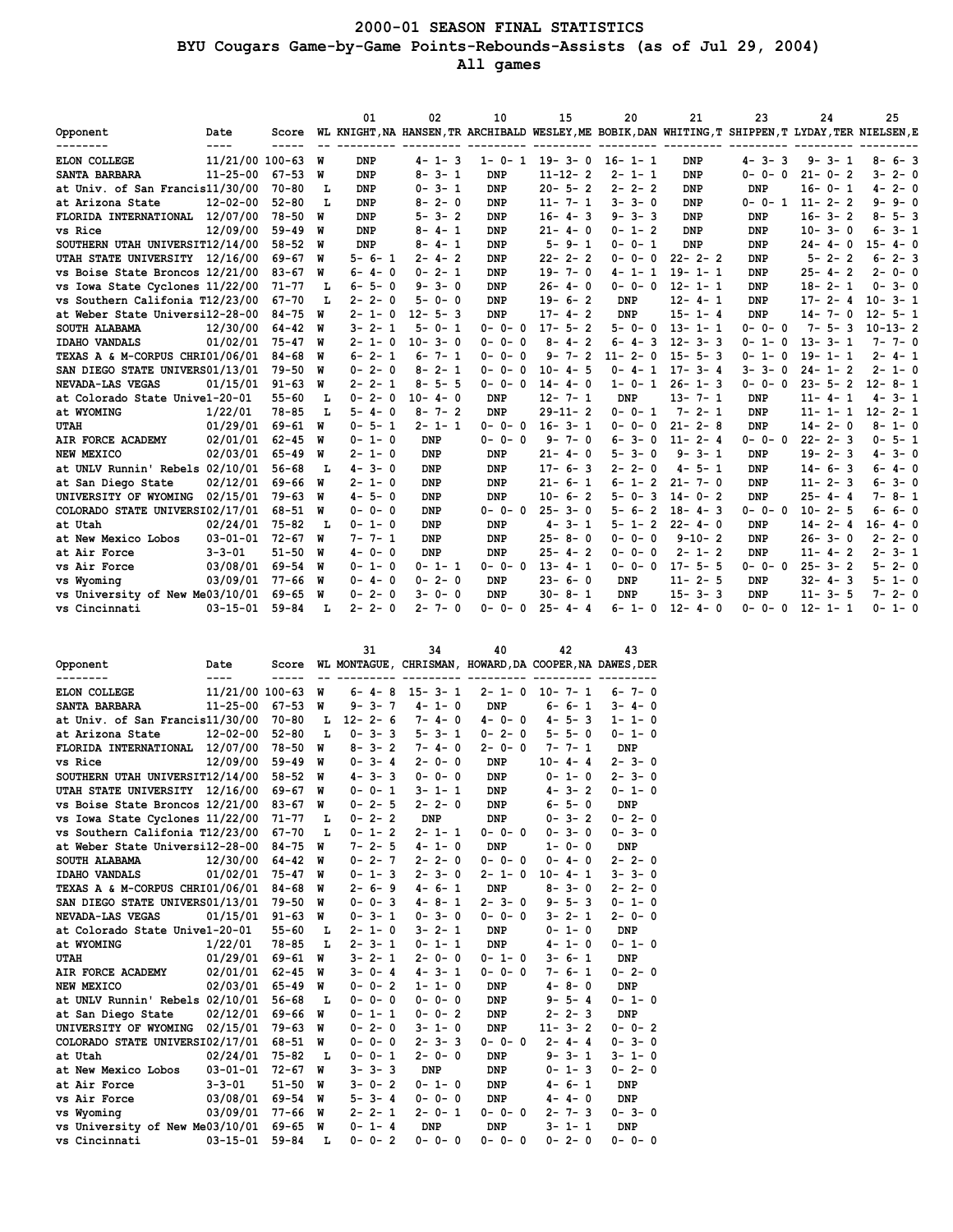# 2000-01 SEASON FINAL STATISTICS

## BYU Cougars Game-by-Game Points-Rebounds-Assists (as of Jul 29, 2004)

### All games

| Opponent | Date | Score | WL | 01 KNIGHT,NA | 02 HANSEN,TR | 10 ARCHIBALD | 15 WESLEY,ME | 20 BOBIK,DAN | 21 WHITING,T | 23 SHIPPEN,T | 24 LYDAY,TER | 25 NIELSEN,E |
|---|---|---|---|---|---|---|---|---|---|---|---|---|
| ELON COLLEGE | 11/21/00 | 100-63 | W | DNP | 4- 1- 3 | 1- 0- 1 | 19- 3- 0 | 16- 1- 1 | DNP | 4- 3- 3 | 9- 3- 1 | 8- 6- 3 |
| SANTA BARBARA | 11-25-00 | 67-53 | W | DNP | 8- 3- 1 | DNP | 11-12- 2 | 2- 1- 1 | DNP | 0- 0- 0 | 21- 0- 2 | 3- 2- 0 |
| at Univ. of San Francis | 11/30/00 | 70-80 | L | DNP | 0- 3- 1 | DNP | 20- 5- 2 | 2- 2- 2 | DNP | DNP | 16- 0- 1 | 4- 2- 0 |
| at Arizona State | 12-02-00 | 52-80 | L | DNP | 8- 2- 0 | DNP | 11- 7- 1 | 3- 3- 0 | DNP | 0- 0- 1 | 11- 2- 2 | 9- 9- 0 |
| FLORIDA INTERNATIONAL | 12/07/00 | 78-50 | W | DNP | 5- 3- 2 | DNP | 16- 4- 3 | 9- 3- 3 | DNP | DNP | 16- 3- 2 | 8- 5- 3 |
| vs Rice | 12/09/00 | 59-49 | W | DNP | 8- 4- 1 | DNP | 21- 4- 0 | 0- 1- 2 | DNP | DNP | 10- 3- 0 | 6- 3- 1 |
| SOUTHERN UTAH UNIVERSIT | 12/14/00 | 58-52 | W | DNP | 8- 4- 1 | DNP | 5- 9- 1 | 0- 0- 1 | DNP | DNP | 24- 4- 0 | 15- 4- 0 |
| UTAH STATE UNIVERSITY | 12/16/00 | 69-67 | W | 5- 6- 1 | 2- 4- 2 | DNP | 22- 2- 2 | 0- 0- 0 | 22- 2- 2 | DNP | 5- 2- 2 | 6- 2- 3 |
| vs Boise State Broncos | 12/21/00 | 83-67 | W | 6- 4- 0 | 0- 2- 1 | DNP | 19- 7- 0 | 4- 1- 1 | 19- 1- 1 | DNP | 25- 4- 2 | 2- 0- 0 |
| vs Iowa State Cyclones | 11/22/00 | 71-77 | L | 6- 5- 0 | 9- 3- 0 | DNP | 26- 4- 0 | 0- 0- 0 | 12- 1- 1 | DNP | 18- 2- 1 | 0- 3- 0 |
| vs Southern Califonia T | 12/23/00 | 67-70 | L | 2- 2- 0 | 5- 0- 0 | DNP | 19- 6- 2 | DNP | 12- 4- 1 | DNP | 17- 2- 4 | 10- 3- 1 |
| at Weber State Universi | 12-28-00 | 84-75 | W | 2- 1- 0 | 12- 5- 3 | DNP | 17- 4- 2 | DNP | 15- 1- 4 | DNP | 14- 7- 0 | 12- 5- 1 |
| SOUTH ALABAMA | 12/30/00 | 64-42 | W | 3- 2- 1 | 5- 0- 1 | 0- 0- 0 | 17- 5- 2 | 5- 0- 0 | 13- 1- 1 | 0- 0- 0 | 7- 5- 3 | 10-13- 2 |
| IDAHO VANDALS | 01/02/01 | 75-47 | W | 2- 1- 0 | 10- 3- 0 | 0- 0- 0 | 8- 4- 2 | 6- 4- 3 | 12- 3- 3 | 0- 1- 0 | 13- 3- 1 | 7- 7- 0 |
| TEXAS A & M-CORPUS CHRI | 01/06/01 | 84-68 | W | 6- 2- 1 | 6- 7- 1 | 0- 0- 0 | 9- 7- 2 | 11- 2- 0 | 15- 5- 3 | 0- 1- 0 | 19- 1- 1 | 2- 4- 1 |
| SAN DIEGO STATE UNIVERS | 01/13/01 | 79-50 | W | 0- 2- 0 | 8- 2- 1 | 0- 0- 0 | 10- 4- 5 | 0- 4- 1 | 17- 3- 4 | 3- 3- 0 | 24- 1- 2 | 2- 1- 0 |
| NEVADA-LAS VEGAS | 01/15/01 | 91-63 | W | 2- 2- 1 | 8- 5- 5 | 0- 0- 0 | 14- 4- 0 | 1- 0- 1 | 26- 1- 3 | 0- 0- 0 | 23- 5- 2 | 12- 8- 1 |
| at Colorado State Unive | 1-20-01 | 55-60 | L | 0- 2- 0 | 10- 4- 0 | DNP | 12- 7- 1 | DNP | 13- 7- 1 | DNP | 11- 4- 1 | 4- 3- 1 |
| at WYOMING | 1/22/01 | 78-85 | L | 5- 4- 0 | 8- 7- 2 | DNP | 29-11- 2 | 0- 0- 1 | 7- 2- 1 | DNP | 11- 1- 1 | 12- 2- 1 |
| UTAH | 01/29/01 | 69-61 | W | 0- 5- 1 | 2- 1- 1 | 0- 0- 0 | 16- 3- 1 | 0- 0- 0 | 21- 2- 8 | DNP | 14- 2- 0 | 8- 1- 0 |
| AIR FORCE ACADEMY | 02/01/01 | 62-45 | W | 0- 1- 0 | DNP | 0- 0- 0 | 9- 7- 0 | 6- 3- 0 | 11- 2- 4 | 0- 0- 0 | 22- 2- 3 | 0- 5- 1 |
| NEW MEXICO | 02/03/01 | 65-49 | W | 2- 1- 0 | DNP | DNP | 21- 4- 0 | 5- 3- 0 | 9- 3- 1 | DNP | 19- 2- 3 | 4- 3- 0 |
| at UNLV Runnin' Rebels | 02/10/01 | 56-68 | L | 4- 3- 0 | DNP | DNP | 17- 6- 3 | 2- 2- 0 | 4- 5- 1 | DNP | 14- 6- 3 | 6- 4- 0 |
| at San Diego State | 02/12/01 | 69-66 | W | 2- 1- 0 | DNP | DNP | 21- 6- 1 | 6- 1- 2 | 21- 7- 0 | DNP | 11- 2- 3 | 6- 3- 0 |
| UNIVERSITY OF WYOMING | 02/15/01 | 79-63 | W | 4- 5- 0 | DNP | DNP | 10- 6- 2 | 5- 0- 3 | 14- 0- 2 | DNP | 25- 4- 4 | 7- 8- 1 |
| COLORADO STATE UNIVERSI | 02/17/01 | 68-51 | W | 0- 0- 0 | DNP | 0- 0- 0 | 25- 3- 0 | 5- 6- 2 | 18- 4- 3 | 0- 0- 0 | 10- 2- 5 | 6- 6- 0 |
| at Utah | 02/24/01 | 75-82 | L | 0- 1- 0 | DNP | DNP | 4- 3- 1 | 5- 1- 2 | 22- 4- 0 | DNP | 14- 2- 4 | 16- 4- 0 |
| at New Mexico Lobos | 03-01-01 | 72-67 | W | 7- 7- 1 | DNP | DNP | 25- 8- 0 | 0- 0- 0 | 9-10- 2 | DNP | 26- 3- 0 | 2- 2- 0 |
| at Air Force | 3-3-01 | 51-50 | W | 4- 0- 0 | DNP | DNP | 25- 4- 2 | 0- 0- 0 | 2- 1- 2 | DNP | 11- 4- 2 | 2- 3- 1 |
| vs Air Force | 03/08/01 | 69-54 | W | 0- 1- 0 | 0- 1- 1 | 0- 0- 0 | 13- 4- 1 | 0- 0- 0 | 17- 5- 5 | 0- 0- 0 | 25- 3- 2 | 5- 2- 0 |
| vs Wyoming | 03/09/01 | 77-66 | W | 0- 4- 0 | 0- 2- 0 | DNP | 23- 6- 0 | DNP | 11- 2- 5 | DNP | 32- 4- 3 | 5- 1- 0 |
| vs University of New Me | 03/10/01 | 69-65 | W | 0- 2- 0 | 3- 0- 0 | DNP | 30- 8- 1 | DNP | 15- 3- 3 | DNP | 11- 3- 5 | 7- 2- 0 |
| vs Cincinnati | 03-15-01 | 59-84 | L | 2- 2- 0 | 2- 7- 0 | 0- 0- 0 | 25- 4- 4 | 6- 1- 0 | 12- 4- 0 | 0- 0- 0 | 12- 1- 1 | 0- 1- 0 |

| Opponent | Date | Score | WL | 31 MONTAGUE, | 34 CHRISMAN, | 40 HOWARD,DA | 42 COOPER,NA | 43 DAWES,DER |
|---|---|---|---|---|---|---|---|---|
| ELON COLLEGE | 11/21/00 | 100-63 | W | 6- 4- 8 | 15- 3- 1 | 2- 1- 0 | 10- 7- 1 | 6- 7- 0 |
| SANTA BARBARA | 11-25-00 | 67-53 | W | 9- 3- 7 | 4- 1- 0 | DNP | 6- 6- 1 | 3- 4- 0 |
| at Univ. of San Francis | 11/30/00 | 70-80 | L | 12- 2- 6 | 7- 4- 0 | 4- 0- 0 | 4- 5- 3 | 1- 1- 0 |
| at Arizona State | 12-02-00 | 52-80 | L | 0- 3- 3 | 5- 3- 1 | 0- 2- 0 | 5- 5- 0 | 0- 1- 0 |
| FLORIDA INTERNATIONAL | 12/07/00 | 78-50 | W | 8- 3- 2 | 7- 4- 0 | 2- 0- 0 | 7- 7- 1 | DNP |
| vs Rice | 12/09/00 | 59-49 | W | 0- 3- 4 | 2- 0- 0 | DNP | 10- 4- 4 | 2- 3- 0 |
| SOUTHERN UTAH UNIVERSIT | 12/14/00 | 58-52 | W | 4- 3- 3 | 0- 0- 0 | DNP | 0- 1- 0 | 2- 3- 0 |
| UTAH STATE UNIVERSITY | 12/16/00 | 69-67 | W | 0- 0- 1 | 3- 1- 1 | DNP | 4- 3- 2 | 0- 1- 0 |
| vs Boise State Broncos | 12/21/00 | 83-67 | W | 0- 2- 5 | 2- 2- 0 | DNP | 6- 5- 0 | DNP |
| vs Iowa State Cyclones | 11/22/00 | 71-77 | L | 0- 2- 2 | DNP | DNP | 0- 3- 2 | 0- 2- 0 |
| vs Southern Califonia T | 12/23/00 | 67-70 | L | 0- 1- 2 | 2- 1- 1 | 0- 0- 0 | 0- 3- 0 | 0- 3- 0 |
| at Weber State Universi | 12-28-00 | 84-75 | W | 7- 2- 5 | 4- 1- 0 | DNP | 1- 0- 0 | DNP |
| SOUTH ALABAMA | 12/30/00 | 64-42 | W | 0- 2- 7 | 2- 2- 0 | 0- 0- 0 | 0- 4- 0 | 2- 2- 0 |
| IDAHO VANDALS | 01/02/01 | 75-47 | W | 0- 1- 3 | 2- 3- 0 | 2- 1- 0 | 10- 4- 1 | 3- 3- 0 |
| TEXAS A & M-CORPUS CHRI | 01/06/01 | 84-68 | W | 2- 6- 9 | 4- 6- 1 | DNP | 8- 3- 0 | 2- 2- 0 |
| SAN DIEGO STATE UNIVERS | 01/13/01 | 79-50 | W | 0- 0- 3 | 4- 8- 1 | 2- 3- 0 | 9- 5- 3 | 0- 1- 0 |
| NEVADA-LAS VEGAS | 01/15/01 | 91-63 | W | 0- 3- 1 | 0- 3- 0 | 0- 0- 0 | 3- 2- 1 | 2- 0- 0 |
| at Colorado State Unive | 1-20-01 | 55-60 | L | 2- 1- 0 | 3- 2- 1 | DNP | 0- 1- 0 | DNP |
| at WYOMING | 1/22/01 | 78-85 | L | 2- 3- 1 | 0- 1- 1 | DNP | 4- 1- 0 | 0- 1- 0 |
| UTAH | 01/29/01 | 69-61 | W | 3- 2- 1 | 2- 0- 0 | 0- 1- 0 | 3- 6- 1 | DNP |
| AIR FORCE ACADEMY | 02/01/01 | 62-45 | W | 3- 0- 4 | 4- 3- 1 | 0- 0- 0 | 7- 6- 1 | 0- 2- 0 |
| NEW MEXICO | 02/03/01 | 65-49 | W | 0- 0- 2 | 1- 1- 0 | DNP | 4- 8- 0 | DNP |
| at UNLV Runnin' Rebels | 02/10/01 | 56-68 | L | 0- 0- 0 | 0- 0- 0 | DNP | 9- 5- 4 | 0- 1- 0 |
| at San Diego State | 02/12/01 | 69-66 | W | 0- 1- 1 | 0- 0- 2 | DNP | 2- 2- 3 | DNP |
| UNIVERSITY OF WYOMING | 02/15/01 | 79-63 | W | 0- 2- 0 | 3- 1- 0 | DNP | 11- 3- 2 | 0- 0- 2 |
| COLORADO STATE UNIVERSI | 02/17/01 | 68-51 | W | 0- 0- 0 | 2- 3- 3 | 0- 0- 0 | 2- 4- 4 | 0- 3- 0 |
| at Utah | 02/24/01 | 75-82 | L | 0- 0- 1 | 2- 0- 0 | DNP | 9- 3- 1 | 3- 1- 0 |
| at New Mexico Lobos | 03-01-01 | 72-67 | W | 3- 3- 3 | DNP | DNP | 0- 1- 3 | 0- 2- 0 |
| at Air Force | 3-3-01 | 51-50 | W | 3- 0- 2 | 0- 1- 0 | DNP | 4- 6- 1 | DNP |
| vs Air Force | 03/08/01 | 69-54 | W | 5- 3- 4 | 0- 0- 0 | DNP | 4- 4- 0 | DNP |
| vs Wyoming | 03/09/01 | 77-66 | W | 2- 2- 1 | 2- 0- 1 | 0- 0- 0 | 2- 7- 3 | 0- 3- 0 |
| vs University of New Me | 03/10/01 | 69-65 | W | 0- 1- 4 | DNP | DNP | 3- 1- 1 | DNP |
| vs Cincinnati | 03-15-01 | 59-84 | L | 0- 0- 2 | 0- 0- 0 | 0- 0- 0 | 0- 2- 0 | 0- 0- 0 |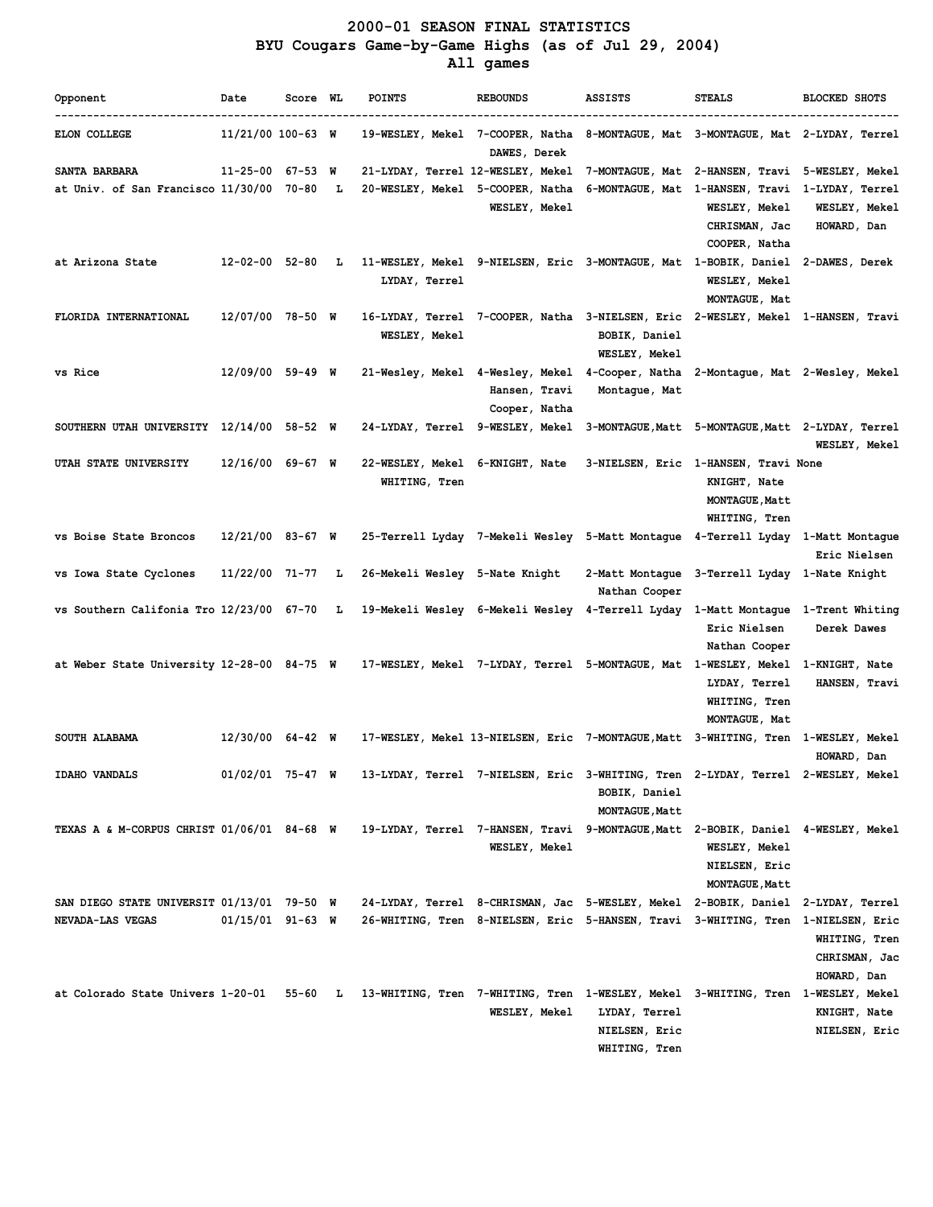# 2000-01 SEASON FINAL STATISTICS
## BYU Cougars Game-by-Game Highs (as of Jul 29, 2004)
### All games

| Opponent | Date | Score | WL | POINTS | REBOUNDS | ASSISTS | STEALS | BLOCKED SHOTS |
|---|---|---|---|---|---|---|---|---|
| ELON COLLEGE | 11/21/00 | 100-63 | W | 19-WESLEY, Mekel | 7-COOPER, Natha<br>DAWES, Derek | 8-MONTAGUE, Mat | 3-MONTAGUE, Mat | 2-LYDAY, Terrel |
| SANTA BARBARA | 11-25-00 | 67-53 | W | 21-LYDAY, Terrel | 12-WESLEY, Mekel | 7-MONTAGUE, Mat | 2-HANSEN, Travi | 5-WESLEY, Mekel |
| at Univ. of San Francisco | 11/30/00 | 70-80 | L | 20-WESLEY, Mekel | 5-COOPER, Natha<br>WESLEY, Mekel | 6-MONTAGUE, Mat | 1-HANSEN, Travi<br>WESLEY, Mekel<br>CHRISMAN, Jac<br>COOPER, Natha | 1-LYDAY, Terrel<br>WESLEY, Mekel<br>HOWARD, Dan |
| at Arizona State | 12-02-00 | 52-80 | L | 11-WESLEY, Mekel<br>LYDAY, Terrel | 9-NIELSEN, Eric | 3-MONTAGUE, Mat | 1-BOBIK, Daniel<br>WESLEY, Mekel<br>MONTAGUE, Mat | 2-DAWES, Derek |
| FLORIDA INTERNATIONAL | 12/07/00 | 78-50 | W | 16-LYDAY, Terrel<br>WESLEY, Mekel | 7-COOPER, Natha | 3-NIELSEN, Eric<br>BOBIK, Daniel<br>WESLEY, Mekel | 2-WESLEY, Mekel | 1-HANSEN, Travi |
| vs Rice | 12/09/00 | 59-49 | W | 21-Wesley, Mekel | 4-Wesley, Mekel<br>Hansen, Travi<br>Cooper, Natha | 4-Cooper, Natha<br>Montague, Mat | 2-Montague, Mat | 2-Wesley, Mekel |
| SOUTHERN UTAH UNIVERSITY | 12/14/00 | 58-52 | W | 24-LYDAY, Terrel | 9-WESLEY, Mekel | 3-MONTAGUE,Matt | 5-MONTAGUE,Matt | 2-LYDAY, Terrel<br>WESLEY, Mekel |
| UTAH STATE UNIVERSITY | 12/16/00 | 69-67 | W | 22-WESLEY, Mekel<br>WHITING, Tren | 6-KNIGHT, Nate | 3-NIELSEN, Eric | 1-HANSEN, Travi<br>KNIGHT, Nate<br>MONTAGUE,Matt<br>WHITING, Tren | None |
| vs Boise State Broncos | 12/21/00 | 83-67 | W | 25-Terrell Lyday | 7-Mekeli Wesley | 5-Matt Montague | 4-Terrell Lyday | 1-Matt Montague<br>Eric Nielsen |
| vs Iowa State Cyclones | 11/22/00 | 71-77 | L | 26-Mekeli Wesley | 5-Nate Knight | 2-Matt Montague<br>Nathan Cooper | 3-Terrell Lyday | 1-Nate Knight |
| vs Southern Califonia Tro | 12/23/00 | 67-70 | L | 19-Mekeli Wesley | 6-Mekeli Wesley | 4-Terrell Lyday | 1-Matt Montague<br>Eric Nielsen<br>Nathan Cooper | 1-Trent Whiting<br>Derek Dawes |
| at Weber State University | 12-28-00 | 84-75 | W | 17-WESLEY, Mekel | 7-LYDAY, Terrel | 5-MONTAGUE, Mat | 1-WESLEY, Mekel<br>LYDAY, Terrel<br>WHITING, Tren<br>MONTAGUE, Mat | 1-KNIGHT, Nate<br>HANSEN, Travi |
| SOUTH ALABAMA | 12/30/00 | 64-42 | W | 17-WESLEY, Mekel | 13-NIELSEN, Eric | 7-MONTAGUE,Matt | 3-WHITING, Tren | 1-WESLEY, Mekel<br>HOWARD, Dan |
| IDAHO VANDALS | 01/02/01 | 75-47 | W | 13-LYDAY, Terrel | 7-NIELSEN, Eric | 3-WHITING, Tren<br>BOBIK, Daniel<br>MONTAGUE,Matt | 2-LYDAY, Terrel | 2-WESLEY, Mekel |
| TEXAS A & M-CORPUS CHRIST | 01/06/01 | 84-68 | W | 19-LYDAY, Terrel | 7-HANSEN, Travi<br>WESLEY, Mekel | 9-MONTAGUE,Matt | 2-BOBIK, Daniel<br>WESLEY, Mekel<br>NIELSEN, Eric<br>MONTAGUE,Matt | 4-WESLEY, Mekel |
| SAN DIEGO STATE UNIVERSIT | 01/13/01 | 79-50 | W | 24-LYDAY, Terrel | 8-CHRISMAN, Jac | 5-WESLEY, Mekel | 2-BOBIK, Daniel | 2-LYDAY, Terrel |
| NEVADA-LAS VEGAS | 01/15/01 | 91-63 | W | 26-WHITING, Tren | 8-NIELSEN, Eric | 5-HANSEN, Travi | 3-WHITING, Tren | 1-NIELSEN, Eric<br>WHITING, Tren<br>CHRISMAN, Jac<br>HOWARD, Dan |
| at Colorado State Univers | 1-20-01 | 55-60 | L | 13-WHITING, Tren | 7-WHITING, Tren<br>WESLEY, Mekel | 1-WESLEY, Mekel<br>LYDAY, Terrel<br>NIELSEN, Eric<br>WHITING, Tren | 3-WHITING, Tren | 1-WESLEY, Mekel<br>KNIGHT, Nate<br>NIELSEN, Eric |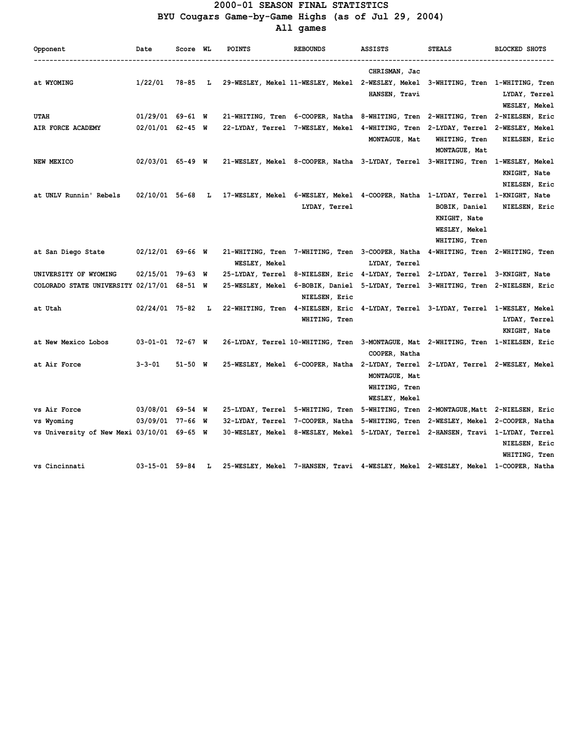# 2000-01 SEASON FINAL STATISTICS
## BYU Cougars Game-by-Game Highs (as of Jul 29, 2004)
### All games

| Opponent | Date | Score | WL | POINTS | REBOUNDS | ASSISTS | STEALS | BLOCKED SHOTS |
|---|---|---|---|---|---|---|---|---|
| at WYOMING | 1/22/01 | 78-85 | L | 29-WESLEY, Mekel | 11-WESLEY, Mekel | CHRISMAN, Jac<br>2-WESLEY, Mekel<br>HANSEN, Travi | 3-WHITING, Tren | 1-WHITING, Tren<br>LYDAY, Terrel<br>WESLEY, Mekel |
| UTAH | 01/29/01 | 69-61 | W | 21-WHITING, Tren | 6-COOPER, Natha | 8-WHITING, Tren | 2-WHITING, Tren | 2-NIELSEN, Eric |
| AIR FORCE ACADEMY | 02/01/01 | 62-45 | W | 22-LYDAY, Terrel | 7-WESLEY, Mekel | 4-WHITING, Tren<br>MONTAGUE, Mat | 2-LYDAY, Terrel<br>WHITING, Tren<br>MONTAGUE, Mat | 2-WESLEY, Mekel<br>NIELSEN, Eric |
| NEW MEXICO | 02/03/01 | 65-49 | W | 21-WESLEY, Mekel | 8-COOPER, Natha | 3-LYDAY, Terrel | 3-WHITING, Tren | 1-WESLEY, Mekel<br>KNIGHT, Nate<br>NIELSEN, Eric |
| at UNLV Runnin' Rebels | 02/10/01 | 56-68 | L | 17-WESLEY, Mekel | 6-WESLEY, Mekel<br>LYDAY, Terrel | 4-COOPER, Natha | 1-LYDAY, Terrel<br>BOBIK, Daniel<br>KNIGHT, Nate<br>WESLEY, Mekel<br>WHITING, Tren | 1-KNIGHT, Nate<br>NIELSEN, Eric |
| at San Diego State | 02/12/01 | 69-66 | W | 21-WHITING, Tren<br>WESLEY, Mekel | 7-WHITING, Tren | 3-COOPER, Natha<br>LYDAY, Terrel | 4-WHITING, Tren | 2-WHITING, Tren |
| UNIVERSITY OF WYOMING | 02/15/01 | 79-63 | W | 25-LYDAY, Terrel | 8-NIELSEN, Eric | 4-LYDAY, Terrel | 2-LYDAY, Terrel | 3-KNIGHT, Nate |
| COLORADO STATE UNIVERSITY | 02/17/01 | 68-51 | W | 25-WESLEY, Mekel | 6-BOBIK, Daniel<br>NIELSEN, Eric | 5-LYDAY, Terrel | 3-WHITING, Tren | 2-NIELSEN, Eric |
| at Utah | 02/24/01 | 75-82 | L | 22-WHITING, Tren | 4-NIELSEN, Eric<br>WHITING, Tren | 4-LYDAY, Terrel | 3-LYDAY, Terrel | 1-WESLEY, Mekel<br>LYDAY, Terrel<br>KNIGHT, Nate |
| at New Mexico Lobos | 03-01-01 | 72-67 | W | 26-LYDAY, Terrel | 10-WHITING, Tren | 3-MONTAGUE, Mat<br>COOPER, Natha | 2-WHITING, Tren | 1-NIELSEN, Eric |
| at Air Force | 3-3-01 | 51-50 | W | 25-WESLEY, Mekel | 6-COOPER, Natha | 2-LYDAY, Terrel<br>MONTAGUE, Mat<br>WHITING, Tren<br>WESLEY, Mekel | 2-LYDAY, Terrel | 2-WESLEY, Mekel |
| vs Air Force | 03/08/01 | 69-54 | W | 25-LYDAY, Terrel | 5-WHITING, Tren | 5-WHITING, Tren | 2-MONTAGUE,Matt | 2-NIELSEN, Eric |
| vs Wyoming | 03/09/01 | 77-66 | W | 32-LYDAY, Terrel | 7-COOPER, Natha | 5-WHITING, Tren | 2-WESLEY, Mekel | 2-COOPER, Natha |
| vs University of New Mexi | 03/10/01 | 69-65 | W | 30-WESLEY, Mekel | 8-WESLEY, Mekel | 5-LYDAY, Terrel | 2-HANSEN, Travi | 1-LYDAY, Terrel<br>NIELSEN, Eric<br>WHITING, Tren |
| vs Cincinnati | 03-15-01 | 59-84 | L | 25-WESLEY, Mekel | 7-HANSEN, Travi | 4-WESLEY, Mekel | 2-WESLEY, Mekel | 1-COOPER, Natha |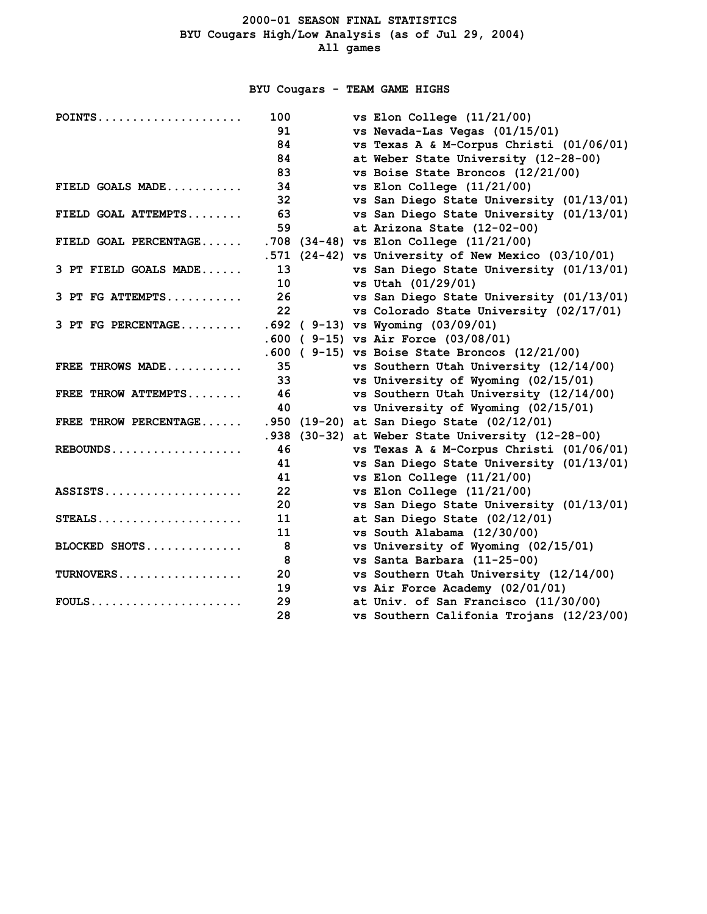# 2000-01 SEASON FINAL STATISTICS
## BYU Cougars High/Low Analysis (as of Jul 29, 2004)
### All games

### BYU Cougars - TEAM GAME HIGHS

| Category | Value | | Opponent (Date) |
|---|---|---|---|
| POINTS | 100 | | vs Elon College (11/21/00) |
| | 91 | | vs Nevada-Las Vegas (01/15/01) |
| | 84 | | vs Texas A & M-Corpus Christi (01/06/01) |
| | 84 | | at Weber State University (12-28-00) |
| | 83 | | vs Boise State Broncos (12/21/00) |
| FIELD GOALS MADE | 34 | | vs Elon College (11/21/00) |
| | 32 | | vs San Diego State University (01/13/01) |
| FIELD GOAL ATTEMPTS | 63 | | vs San Diego State University (01/13/01) |
| | 59 | | at Arizona State (12-02-00) |
| FIELD GOAL PERCENTAGE | .708 | (34-48) | vs Elon College (11/21/00) |
| | .571 | (24-42) | vs University of New Mexico (03/10/01) |
| 3 PT FIELD GOALS MADE | 13 | | vs San Diego State University (01/13/01) |
| | 10 | | vs Utah (01/29/01) |
| 3 PT FG ATTEMPTS | 26 | | vs San Diego State University (01/13/01) |
| | 22 | | vs Colorado State University (02/17/01) |
| 3 PT FG PERCENTAGE | .692 | ( 9-13) | vs Wyoming (03/09/01) |
| | .600 | ( 9-15) | vs Air Force (03/08/01) |
| | .600 | ( 9-15) | vs Boise State Broncos (12/21/00) |
| FREE THROWS MADE | 35 | | vs Southern Utah University (12/14/00) |
| | 33 | | vs University of Wyoming (02/15/01) |
| FREE THROW ATTEMPTS | 46 | | vs Southern Utah University (12/14/00) |
| | 40 | | vs University of Wyoming (02/15/01) |
| FREE THROW PERCENTAGE | .950 | (19-20) | at San Diego State (02/12/01) |
| | .938 | (30-32) | at Weber State University (12-28-00) |
| REBOUNDS | 46 | | vs Texas A & M-Corpus Christi (01/06/01) |
| | 41 | | vs San Diego State University (01/13/01) |
| | 41 | | vs Elon College (11/21/00) |
| ASSISTS | 22 | | vs Elon College (11/21/00) |
| | 20 | | vs San Diego State University (01/13/01) |
| STEALS | 11 | | at San Diego State (02/12/01) |
| | 11 | | vs South Alabama (12/30/00) |
| BLOCKED SHOTS | 8 | | vs University of Wyoming (02/15/01) |
| | 8 | | vs Santa Barbara (11-25-00) |
| TURNOVERS | 20 | | vs Southern Utah University (12/14/00) |
| | 19 | | vs Air Force Academy (02/01/01) |
| FOULS | 29 | | at Univ. of San Francisco (11/30/00) |
| | 28 | | vs Southern Califonia Trojans (12/23/00) |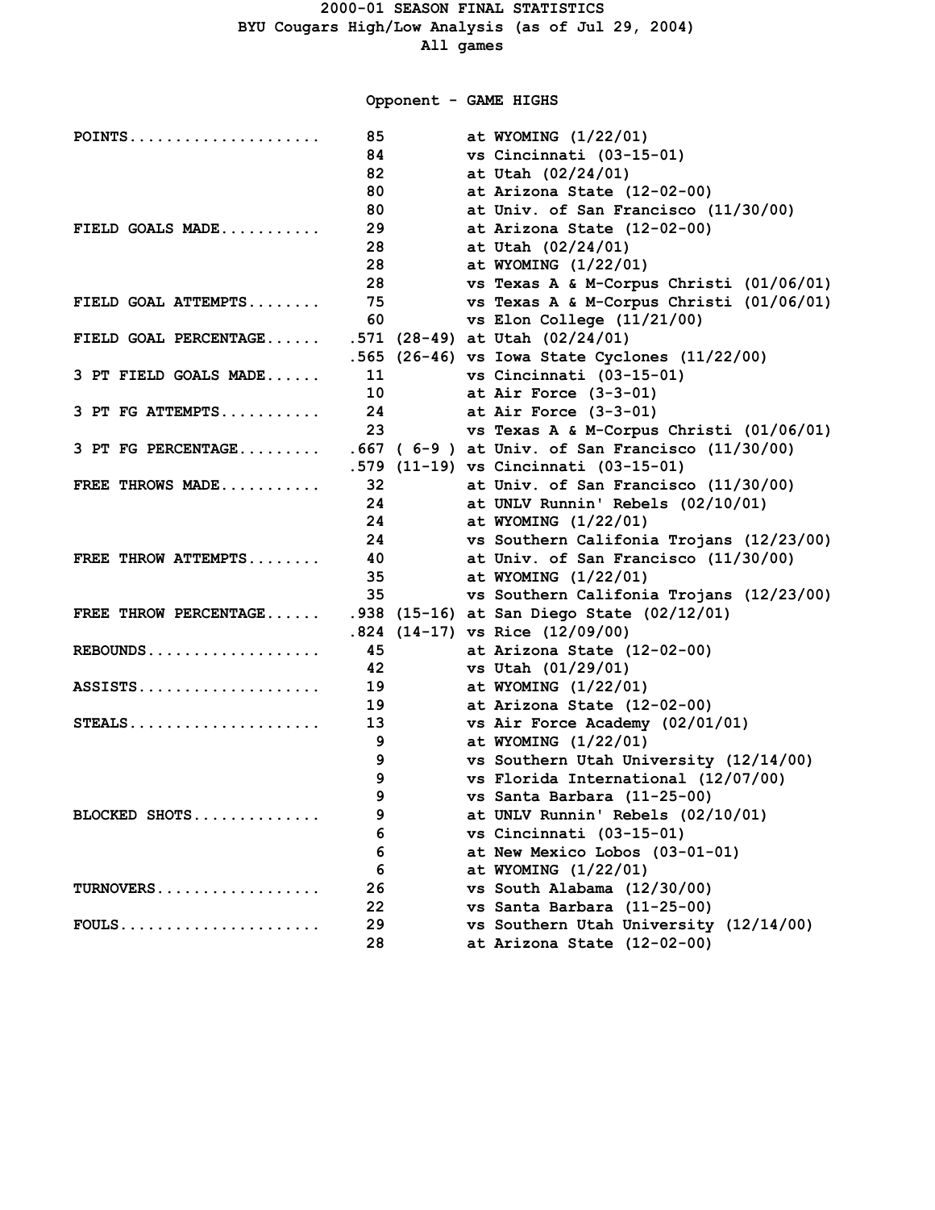# 2000-01 SEASON FINAL STATISTICS

## BYU Cougars High/Low Analysis (as of Jul 29, 2004)

### All games

#### Opponent - GAME HIGHS

| Category | Value | | Game |
|---|---|---|---|
| POINTS..................... | 85 | | at WYOMING (1/22/01) |
| | 84 | | vs Cincinnati (03-15-01) |
| | 82 | | at Utah (02/24/01) |
| | 80 | | at Arizona State (12-02-00) |
| | 80 | | at Univ. of San Francisco (11/30/00) |
| FIELD GOALS MADE........... | 29 | | at Arizona State (12-02-00) |
| | 28 | | at Utah (02/24/01) |
| | 28 | | at WYOMING (1/22/01) |
| | 28 | | vs Texas A & M-Corpus Christi (01/06/01) |
| FIELD GOAL ATTEMPTS........ | 75 | | vs Texas A & M-Corpus Christi (01/06/01) |
| | 60 | | vs Elon College (11/21/00) |
| FIELD GOAL PERCENTAGE...... | .571 | (28-49) | at Utah (02/24/01) |
| | .565 | (26-46) | vs Iowa State Cyclones (11/22/00) |
| 3 PT FIELD GOALS MADE...... | 11 | | vs Cincinnati (03-15-01) |
| | 10 | | at Air Force (3-3-01) |
| 3 PT FG ATTEMPTS........... | 24 | | at Air Force (3-3-01) |
| | 23 | | vs Texas A & M-Corpus Christi (01/06/01) |
| 3 PT FG PERCENTAGE......... | .667 | ( 6-9 ) | at Univ. of San Francisco (11/30/00) |
| | .579 | (11-19) | vs Cincinnati (03-15-01) |
| FREE THROWS MADE........... | 32 | | at Univ. of San Francisco (11/30/00) |
| | 24 | | at UNLV Runnin' Rebels (02/10/01) |
| | 24 | | at WYOMING (1/22/01) |
| | 24 | | vs Southern Califonia Trojans (12/23/00) |
| FREE THROW ATTEMPTS........ | 40 | | at Univ. of San Francisco (11/30/00) |
| | 35 | | at WYOMING (1/22/01) |
| | 35 | | vs Southern Califonia Trojans (12/23/00) |
| FREE THROW PERCENTAGE...... | .938 | (15-16) | at San Diego State (02/12/01) |
| | .824 | (14-17) | vs Rice (12/09/00) |
| REBOUNDS................... | 45 | | at Arizona State (12-02-00) |
| | 42 | | vs Utah (01/29/01) |
| ASSISTS.................... | 19 | | at WYOMING (1/22/01) |
| | 19 | | at Arizona State (12-02-00) |
| STEALS..................... | 13 | | vs Air Force Academy (02/01/01) |
| | 9 | | at WYOMING (1/22/01) |
| | 9 | | vs Southern Utah University (12/14/00) |
| | 9 | | vs Florida International (12/07/00) |
| | 9 | | vs Santa Barbara (11-25-00) |
| BLOCKED SHOTS.............. | 9 | | at UNLV Runnin' Rebels (02/10/01) |
| | 6 | | vs Cincinnati (03-15-01) |
| | 6 | | at New Mexico Lobos (03-01-01) |
| | 6 | | at WYOMING (1/22/01) |
| TURNOVERS.................. | 26 | | vs South Alabama (12/30/00) |
| | 22 | | vs Santa Barbara (11-25-00) |
| FOULS...................... | 29 | | vs Southern Utah University (12/14/00) |
| | 28 | | at Arizona State (12-02-00) |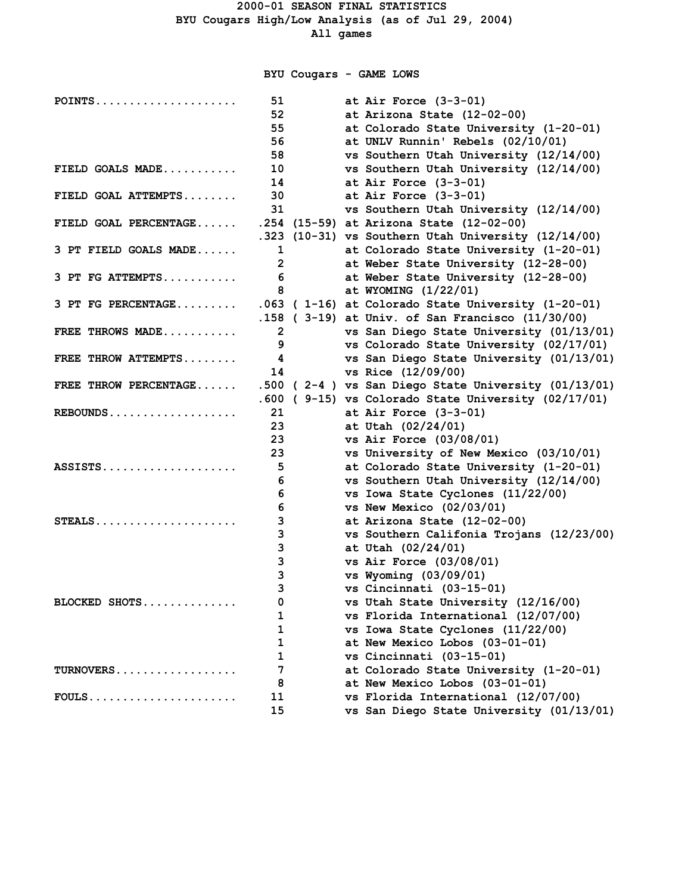# 2000-01 SEASON FINAL STATISTICS

## BYU Cougars High/Low Analysis (as of Jul 29, 2004)

All games

### BYU Cougars - GAME LOWS

| Category | Value | | Game |
|---|---|---|---|
| POINTS | 51 | | at Air Force (3-3-01) |
| | 52 | | at Arizona State (12-02-00) |
| | 55 | | at Colorado State University (1-20-01) |
| | 56 | | at UNLV Runnin' Rebels (02/10/01) |
| | 58 | | vs Southern Utah University (12/14/00) |
| FIELD GOALS MADE | 10 | | vs Southern Utah University (12/14/00) |
| | 14 | | at Air Force (3-3-01) |
| FIELD GOAL ATTEMPTS | 30 | | at Air Force (3-3-01) |
| | 31 | | vs Southern Utah University (12/14/00) |
| FIELD GOAL PERCENTAGE | .254 | (15-59) | at Arizona State (12-02-00) |
| | .323 | (10-31) | vs Southern Utah University (12/14/00) |
| 3 PT FIELD GOALS MADE | 1 | | at Colorado State University (1-20-01) |
| | 2 | | at Weber State University (12-28-00) |
| 3 PT FG ATTEMPTS | 6 | | at Weber State University (12-28-00) |
| | 8 | | at WYOMING (1/22/01) |
| 3 PT FG PERCENTAGE | .063 | ( 1-16) | at Colorado State University (1-20-01) |
| | .158 | ( 3-19) | at Univ. of San Francisco (11/30/00) |
| FREE THROWS MADE | 2 | | vs San Diego State University (01/13/01) |
| | 9 | | vs Colorado State University (02/17/01) |
| FREE THROW ATTEMPTS | 4 | | vs San Diego State University (01/13/01) |
| | 14 | | vs Rice (12/09/00) |
| FREE THROW PERCENTAGE | .500 | ( 2-4 ) | vs San Diego State University (01/13/01) |
| | .600 | ( 9-15) | vs Colorado State University (02/17/01) |
| REBOUNDS | 21 | | at Air Force (3-3-01) |
| | 23 | | at Utah (02/24/01) |
| | 23 | | vs Air Force (03/08/01) |
| | 23 | | vs University of New Mexico (03/10/01) |
| ASSISTS | 5 | | at Colorado State University (1-20-01) |
| | 6 | | vs Southern Utah University (12/14/00) |
| | 6 | | vs Iowa State Cyclones (11/22/00) |
| | 6 | | vs New Mexico (02/03/01) |
| STEALS | 3 | | at Arizona State (12-02-00) |
| | 3 | | vs Southern Califonia Trojans (12/23/00) |
| | 3 | | at Utah (02/24/01) |
| | 3 | | vs Air Force (03/08/01) |
| | 3 | | vs Wyoming (03/09/01) |
| | 3 | | vs Cincinnati (03-15-01) |
| BLOCKED SHOTS | 0 | | vs Utah State University (12/16/00) |
| | 1 | | vs Florida International (12/07/00) |
| | 1 | | vs Iowa State Cyclones (11/22/00) |
| | 1 | | at New Mexico Lobos (03-01-01) |
| | 1 | | vs Cincinnati (03-15-01) |
| TURNOVERS | 7 | | at Colorado State University (1-20-01) |
| | 8 | | at New Mexico Lobos (03-01-01) |
| FOULS | 11 | | vs Florida International (12/07/00) |
| | 15 | | vs San Diego State University (01/13/01) |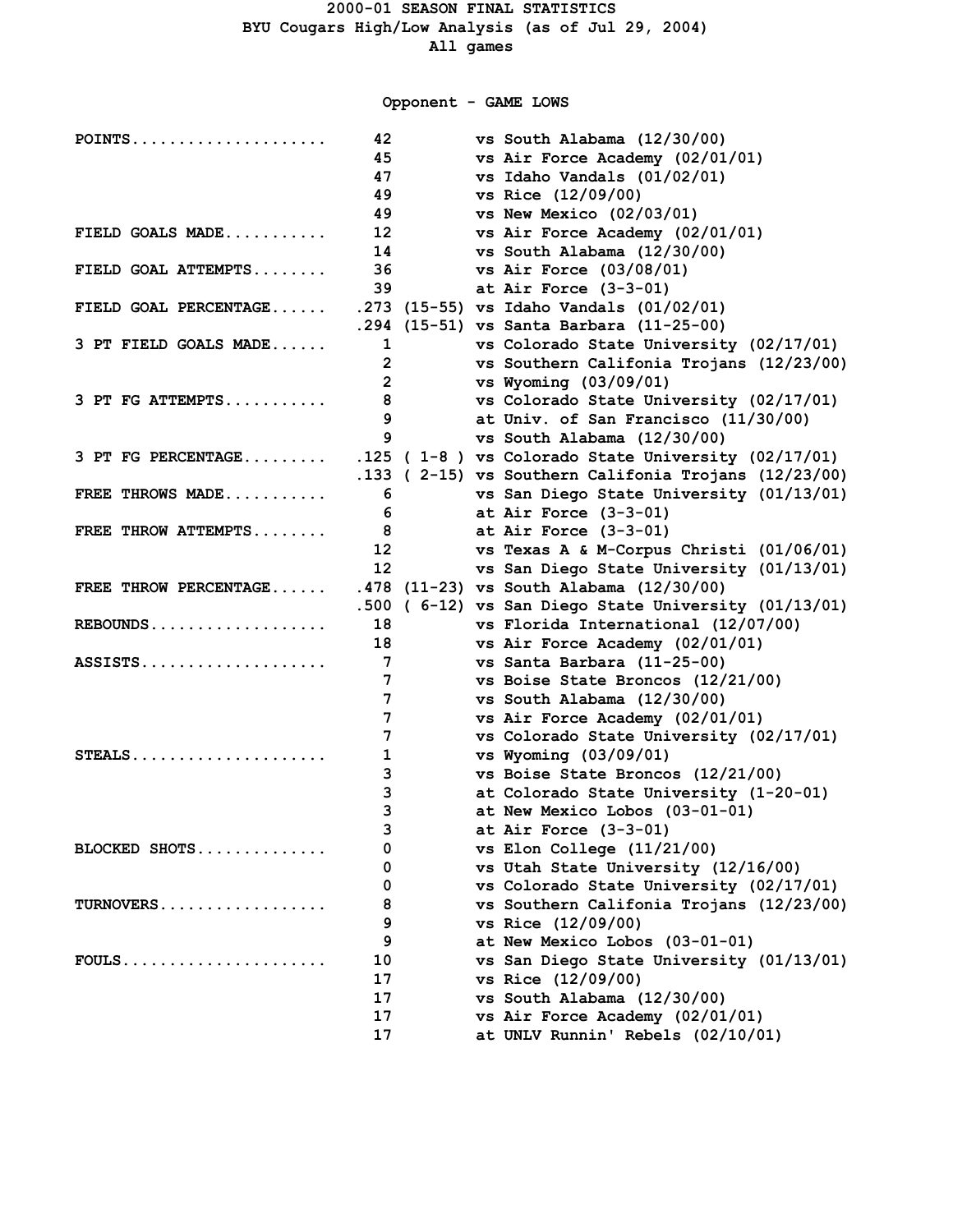# 2000-01 SEASON FINAL STATISTICS
## BYU Cougars High/Low Analysis (as of Jul 29, 2004)
### All games

### Opponent - GAME LOWS

| Category | Value | | Game |
|---|---|---|---|
| POINTS | 42 | | vs South Alabama (12/30/00) |
| | 45 | | vs Air Force Academy (02/01/01) |
| | 47 | | vs Idaho Vandals (01/02/01) |
| | 49 | | vs Rice (12/09/00) |
| | 49 | | vs New Mexico (02/03/01) |
| FIELD GOALS MADE | 12 | | vs Air Force Academy (02/01/01) |
| | 14 | | vs South Alabama (12/30/00) |
| FIELD GOAL ATTEMPTS | 36 | | vs Air Force (03/08/01) |
| | 39 | | at Air Force (3-3-01) |
| FIELD GOAL PERCENTAGE | .273 | (15-55) | vs Idaho Vandals (01/02/01) |
| | .294 | (15-51) | vs Santa Barbara (11-25-00) |
| 3 PT FIELD GOALS MADE | 1 | | vs Colorado State University (02/17/01) |
| | 2 | | vs Southern Califonia Trojans (12/23/00) |
| | 2 | | vs Wyoming (03/09/01) |
| 3 PT FG ATTEMPTS | 8 | | vs Colorado State University (02/17/01) |
| | 9 | | at Univ. of San Francisco (11/30/00) |
| | 9 | | vs South Alabama (12/30/00) |
| 3 PT FG PERCENTAGE | .125 | ( 1-8 ) | vs Colorado State University (02/17/01) |
| | .133 | ( 2-15) | vs Southern Califonia Trojans (12/23/00) |
| FREE THROWS MADE | 6 | | vs San Diego State University (01/13/01) |
| | 6 | | at Air Force (3-3-01) |
| FREE THROW ATTEMPTS | 8 | | at Air Force (3-3-01) |
| | 12 | | vs Texas A & M-Corpus Christi (01/06/01) |
| | 12 | | vs San Diego State University (01/13/01) |
| FREE THROW PERCENTAGE | .478 | (11-23) | vs South Alabama (12/30/00) |
| | .500 | ( 6-12) | vs San Diego State University (01/13/01) |
| REBOUNDS | 18 | | vs Florida International (12/07/00) |
| | 18 | | vs Air Force Academy (02/01/01) |
| ASSISTS | 7 | | vs Santa Barbara (11-25-00) |
| | 7 | | vs Boise State Broncos (12/21/00) |
| | 7 | | vs South Alabama (12/30/00) |
| | 7 | | vs Air Force Academy (02/01/01) |
| | 7 | | vs Colorado State University (02/17/01) |
| STEALS | 1 | | vs Wyoming (03/09/01) |
| | 3 | | vs Boise State Broncos (12/21/00) |
| | 3 | | at Colorado State University (1-20-01) |
| | 3 | | at New Mexico Lobos (03-01-01) |
| | 3 | | at Air Force (3-3-01) |
| BLOCKED SHOTS | 0 | | vs Elon College (11/21/00) |
| | 0 | | vs Utah State University (12/16/00) |
| | 0 | | vs Colorado State University (02/17/01) |
| TURNOVERS | 8 | | vs Southern Califonia Trojans (12/23/00) |
| | 9 | | vs Rice (12/09/00) |
| | 9 | | at New Mexico Lobos (03-01-01) |
| FOULS | 10 | | vs San Diego State University (01/13/01) |
| | 17 | | vs Rice (12/09/00) |
| | 17 | | vs South Alabama (12/30/00) |
| | 17 | | vs Air Force Academy (02/01/01) |
| | 17 | | at UNLV Runnin' Rebels (02/10/01) |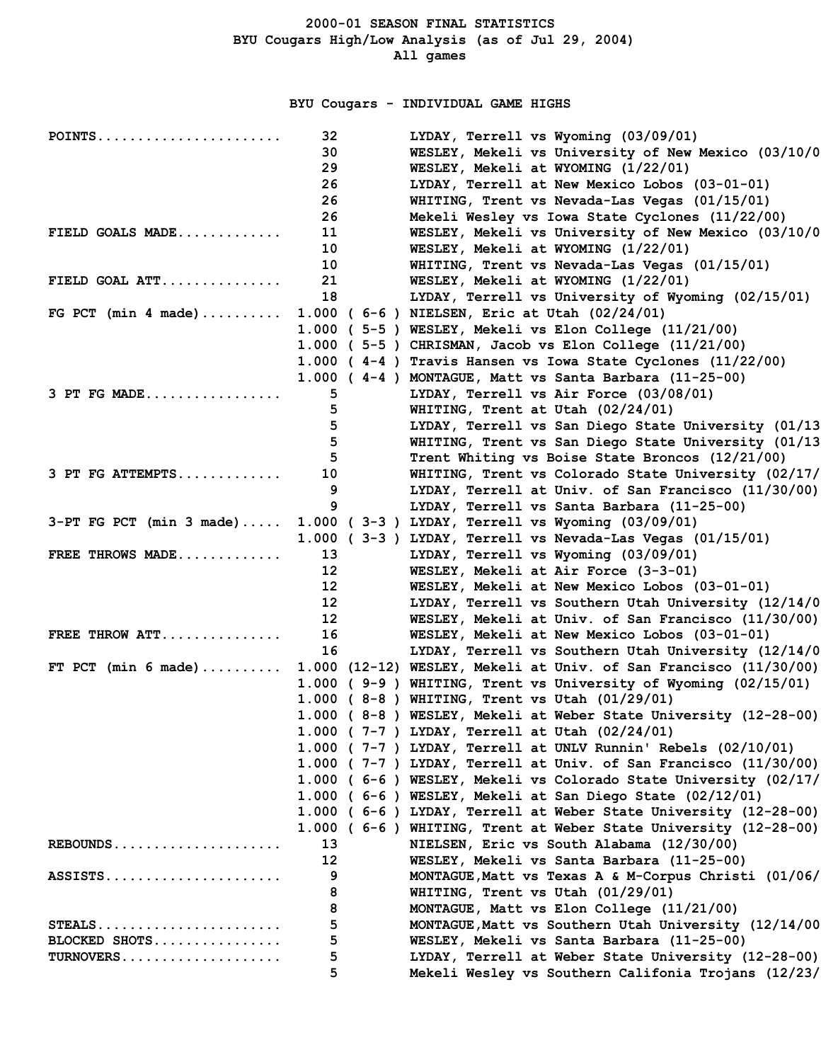# 2000-01 SEASON FINAL STATISTICS
## BYU Cougars High/Low Analysis (as of Jul 29, 2004)
### All games

### BYU Cougars - INDIVIDUAL GAME HIGHS

| Category | Value | Player / Game |
|---|---|---|
| POINTS | 32 | LYDAY, Terrell vs Wyoming (03/09/01) |
| | 30 | WESLEY, Mekeli vs University of New Mexico (03/10/0 |
| | 29 | WESLEY, Mekeli at WYOMING (1/22/01) |
| | 26 | LYDAY, Terrell at New Mexico Lobos (03-01-01) |
| | 26 | WHITING, Trent vs Nevada-Las Vegas (01/15/01) |
| | 26 | Mekeli Wesley vs Iowa State Cyclones (11/22/00) |
| FIELD GOALS MADE | 11 | WESLEY, Mekeli vs University of New Mexico (03/10/0 |
| | 10 | WESLEY, Mekeli at WYOMING (1/22/01) |
| | 10 | WHITING, Trent vs Nevada-Las Vegas (01/15/01) |
| FIELD GOAL ATT | 21 | WESLEY, Mekeli at WYOMING (1/22/01) |
| | 18 | LYDAY, Terrell vs University of Wyoming (02/15/01) |
| FG PCT (min 4 made) | 1.000 ( 6-6 ) | NIELSEN, Eric at Utah (02/24/01) |
| | 1.000 ( 5-5 ) | WESLEY, Mekeli vs Elon College (11/21/00) |
| | 1.000 ( 5-5 ) | CHRISMAN, Jacob vs Elon College (11/21/00) |
| | 1.000 ( 4-4 ) | Travis Hansen vs Iowa State Cyclones (11/22/00) |
| | 1.000 ( 4-4 ) | MONTAGUE, Matt vs Santa Barbara (11-25-00) |
| 3 PT FG MADE | 5 | LYDAY, Terrell vs Air Force (03/08/01) |
| | 5 | WHITING, Trent at Utah (02/24/01) |
| | 5 | LYDAY, Terrell vs San Diego State University (01/13 |
| | 5 | WHITING, Trent vs San Diego State University (01/13 |
| | 5 | Trent Whiting vs Boise State Broncos (12/21/00) |
| 3 PT FG ATTEMPTS | 10 | WHITING, Trent vs Colorado State University (02/17/ |
| | 9 | LYDAY, Terrell at Univ. of San Francisco (11/30/00) |
| | 9 | LYDAY, Terrell vs Santa Barbara (11-25-00) |
| 3-PT FG PCT (min 3 made) | 1.000 ( 3-3 ) | LYDAY, Terrell vs Wyoming (03/09/01) |
| | 1.000 ( 3-3 ) | LYDAY, Terrell vs Nevada-Las Vegas (01/15/01) |
| FREE THROWS MADE | 13 | LYDAY, Terrell vs Wyoming (03/09/01) |
| | 12 | WESLEY, Mekeli at Air Force (3-3-01) |
| | 12 | WESLEY, Mekeli at New Mexico Lobos (03-01-01) |
| | 12 | LYDAY, Terrell vs Southern Utah University (12/14/0 |
| | 12 | WESLEY, Mekeli at Univ. of San Francisco (11/30/00) |
| FREE THROW ATT | 16 | WESLEY, Mekeli at New Mexico Lobos (03-01-01) |
| | 16 | LYDAY, Terrell vs Southern Utah University (12/14/0 |
| FT PCT (min 6 made) | 1.000 (12-12) | WESLEY, Mekeli at Univ. of San Francisco (11/30/00) |
| | 1.000 ( 9-9 ) | WHITING, Trent vs University of Wyoming (02/15/01) |
| | 1.000 ( 8-8 ) | WHITING, Trent vs Utah (01/29/01) |
| | 1.000 ( 8-8 ) | WESLEY, Mekeli at Weber State University (12-28-00) |
| | 1.000 ( 7-7 ) | LYDAY, Terrell at Utah (02/24/01) |
| | 1.000 ( 7-7 ) | LYDAY, Terrell at UNLV Runnin' Rebels (02/10/01) |
| | 1.000 ( 7-7 ) | LYDAY, Terrell at Univ. of San Francisco (11/30/00) |
| | 1.000 ( 6-6 ) | WESLEY, Mekeli vs Colorado State University (02/17/ |
| | 1.000 ( 6-6 ) | WESLEY, Mekeli at San Diego State (02/12/01) |
| | 1.000 ( 6-6 ) | LYDAY, Terrell at Weber State University (12-28-00) |
| | 1.000 ( 6-6 ) | WHITING, Trent at Weber State University (12-28-00) |
| REBOUNDS | 13 | NIELSEN, Eric vs South Alabama (12/30/00) |
| | 12 | WESLEY, Mekeli vs Santa Barbara (11-25-00) |
| ASSISTS | 9 | MONTAGUE,Matt vs Texas A & M-Corpus Christi (01/06/ |
| | 8 | WHITING, Trent vs Utah (01/29/01) |
| | 8 | MONTAGUE, Matt vs Elon College (11/21/00) |
| STEALS | 5 | MONTAGUE,Matt vs Southern Utah University (12/14/00 |
| BLOCKED SHOTS | 5 | WESLEY, Mekeli vs Santa Barbara (11-25-00) |
| TURNOVERS | 5 | LYDAY, Terrell at Weber State University (12-28-00) |
| | 5 | Mekeli Wesley vs Southern Califonia Trojans (12/23/ |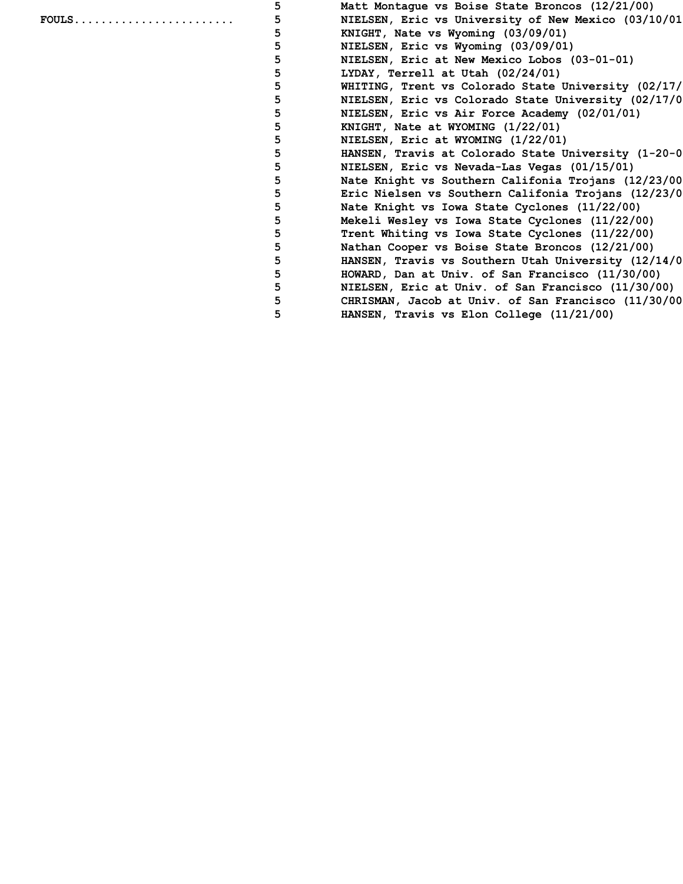| | | |
|---|---|---|
| | 5 | Matt Montague vs Boise State Broncos (12/21/00) |
| FOULS........................ | 5 | NIELSEN, Eric vs University of New Mexico (03/10/01 |
| | 5 | KNIGHT, Nate vs Wyoming (03/09/01) |
| | 5 | NIELSEN, Eric vs Wyoming (03/09/01) |
| | 5 | NIELSEN, Eric at New Mexico Lobos (03-01-01) |
| | 5 | LYDAY, Terrell at Utah (02/24/01) |
| | 5 | WHITING, Trent vs Colorado State University (02/17/ |
| | 5 | NIELSEN, Eric vs Colorado State University (02/17/0 |
| | 5 | NIELSEN, Eric vs Air Force Academy (02/01/01) |
| | 5 | KNIGHT, Nate at WYOMING (1/22/01) |
| | 5 | NIELSEN, Eric at WYOMING (1/22/01) |
| | 5 | HANSEN, Travis at Colorado State University (1-20-0 |
| | 5 | NIELSEN, Eric vs Nevada-Las Vegas (01/15/01) |
| | 5 | Nate Knight vs Southern Califonia Trojans (12/23/00 |
| | 5 | Eric Nielsen vs Southern Califonia Trojans (12/23/0 |
| | 5 | Nate Knight vs Iowa State Cyclones (11/22/00) |
| | 5 | Mekeli Wesley vs Iowa State Cyclones (11/22/00) |
| | 5 | Trent Whiting vs Iowa State Cyclones (11/22/00) |
| | 5 | Nathan Cooper vs Boise State Broncos (12/21/00) |
| | 5 | HANSEN, Travis vs Southern Utah University (12/14/0 |
| | 5 | HOWARD, Dan at Univ. of San Francisco (11/30/00) |
| | 5 | NIELSEN, Eric at Univ. of San Francisco (11/30/00) |
| | 5 | CHRISMAN, Jacob at Univ. of San Francisco (11/30/00 |
| | 5 | HANSEN, Travis vs Elon College (11/21/00) |